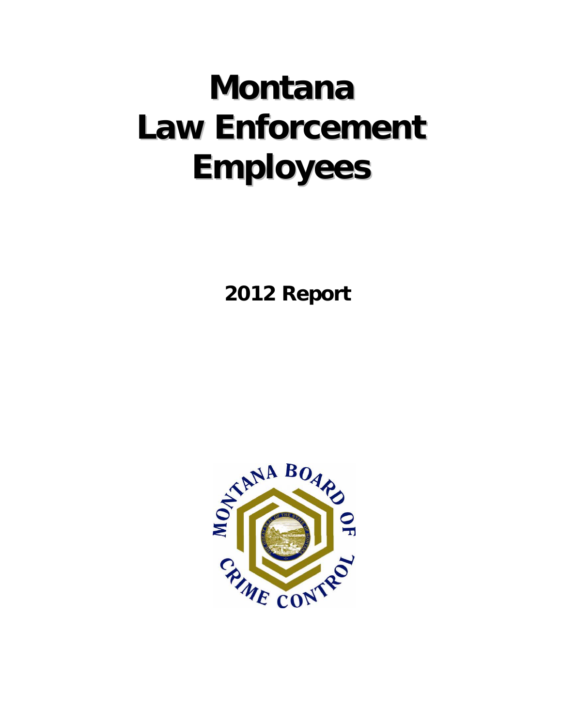# Montana Law Enforcement Employees

## 2012 Report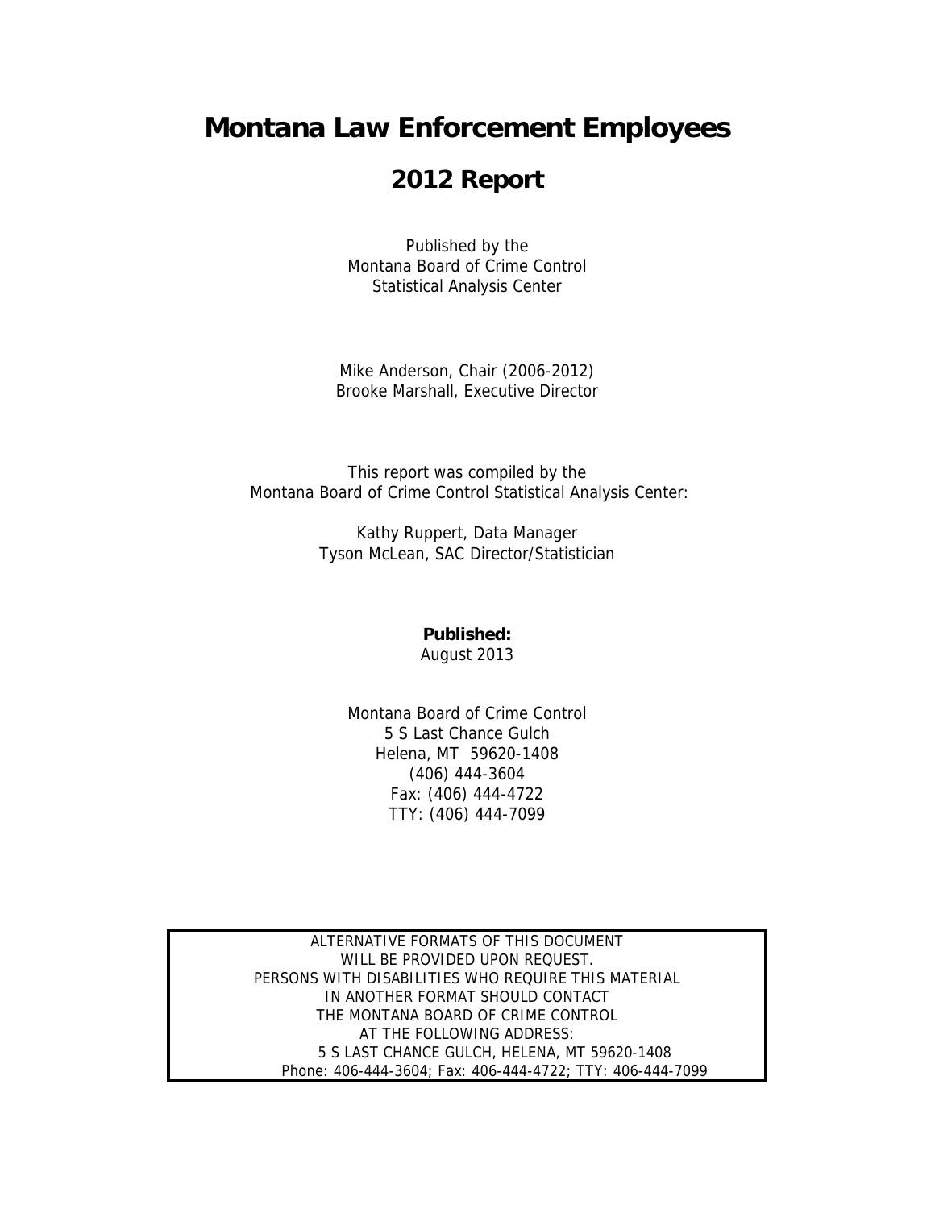# Montana Law Enforcement Employees

## 2012 Report

Published by the
Montana Board of Crime Control
Statistical Analysis Center

Mike Anderson, Chair (2006-2012)
Brooke Marshall, Executive Director

This report was compiled by the
Montana Board of Crime Control Statistical Analysis Center:

Kathy Ruppert, Data Manager
Tyson McLean, SAC Director/Statistician

**Published:**
August 2013

Montana Board of Crime Control
5 S Last Chance Gulch
Helena, MT 59620-1408
(406) 444-3604
Fax: (406) 444-4722
TTY: (406) 444-7099

ALTERNATIVE FORMATS OF THIS DOCUMENT
WILL BE PROVIDED UPON REQUEST.
PERSONS WITH DISABILITIES WHO REQUIRE THIS MATERIAL
IN ANOTHER FORMAT SHOULD CONTACT
THE MONTANA BOARD OF CRIME CONTROL
AT THE FOLLOWING ADDRESS:
5 S LAST CHANCE GULCH, HELENA, MT 59620-1408
Phone: 406-444-3604; Fax: 406-444-4722; TTY: 406-444-7099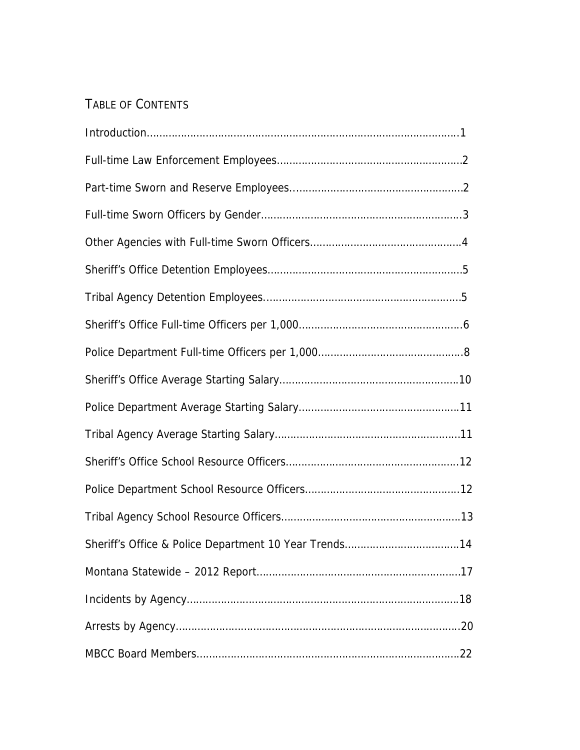# TABLE OF CONTENTS

Introduction………………………………………………………………………………………1

Full-time Law Enforcement Employees……………………………………………………2

Part-time Sworn and Reserve Employees…………………………………………………2

Full-time Sworn Officers by Gender…………………………………………………………3

Other Agencies with Full-time Sworn Officers……………………………………………4

Sheriff's Office Detention Employees………………………………………………………5

Tribal Agency Detention Employees…………………………………………………………5

Sheriff's Office Full-time Officers per 1,000……………………………………………6

Police Department Full-time Officers per 1,000…………………………………………8

Sheriff's Office Average Starting Salary…………………………………………………10

Police Department Average Starting Salary………………………………………………11

Tribal Agency Average Starting Salary………………………………………………………11

Sheriff's Office School Resource Officers…………………………………………………12

Police Department School Resource Officers………………………………………………12

Tribal Agency School Resource Officers……………………………………………………13

Sheriff's Office & Police Department 10 Year Trends……………………………………14

Montana Statewide – 2012 Report……………………………………………………………17

Incidents by Agency………………………………………………………………………………18

Arrests by Agency…………………………………………………………………………………20

MBCC Board Members……………………………………………………………………………22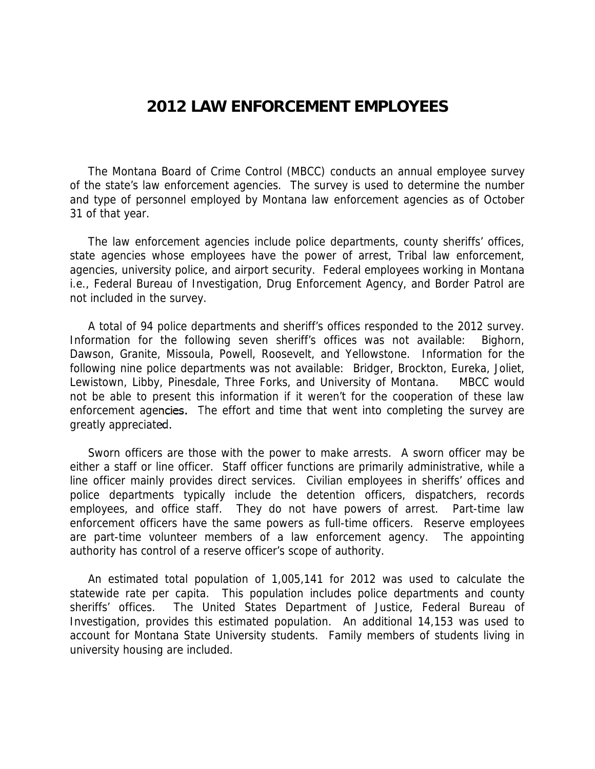# 2012 LAW ENFORCEMENT EMPLOYEES

The Montana Board of Crime Control (MBCC) conducts an annual employee survey of the state's law enforcement agencies. The survey is used to determine the number and type of personnel employed by Montana law enforcement agencies as of October 31 of that year.

The law enforcement agencies include police departments, county sheriffs' offices, state agencies whose employees have the power of arrest, Tribal law enforcement, agencies, university police, and airport security. Federal employees working in Montana i.e., Federal Bureau of Investigation, Drug Enforcement Agency, and Border Patrol are not included in the survey.

A total of 94 police departments and sheriff's offices responded to the 2012 survey. Information for the following seven sheriff's offices was not available: Bighorn, Dawson, Granite, Missoula, Powell, Roosevelt, and Yellowstone. Information for the following nine police departments was not available: Bridger, Brockton, Eureka, Joliet, Lewistown, Libby, Pinesdale, Three Forks, and University of Montana. MBCC would not be able to present this information if it weren't for the cooperation of these law enforcement agencies. The effort and time that went into completing the survey are greatly appreciated.

Sworn officers are those with the power to make arrests. A sworn officer may be either a staff or line officer. Staff officer functions are primarily administrative, while a line officer mainly provides direct services. Civilian employees in sheriffs' offices and police departments typically include the detention officers, dispatchers, records employees, and office staff. They do not have powers of arrest. Part-time law enforcement officers have the same powers as full-time officers. Reserve employees are part-time volunteer members of a law enforcement agency. The appointing authority has control of a reserve officer's scope of authority.

An estimated total population of 1,005,141 for 2012 was used to calculate the statewide rate per capita. This population includes police departments and county sheriffs' offices. The United States Department of Justice, Federal Bureau of Investigation, provides this estimated population. An additional 14,153 was used to account for Montana State University students. Family members of students living in university housing are included.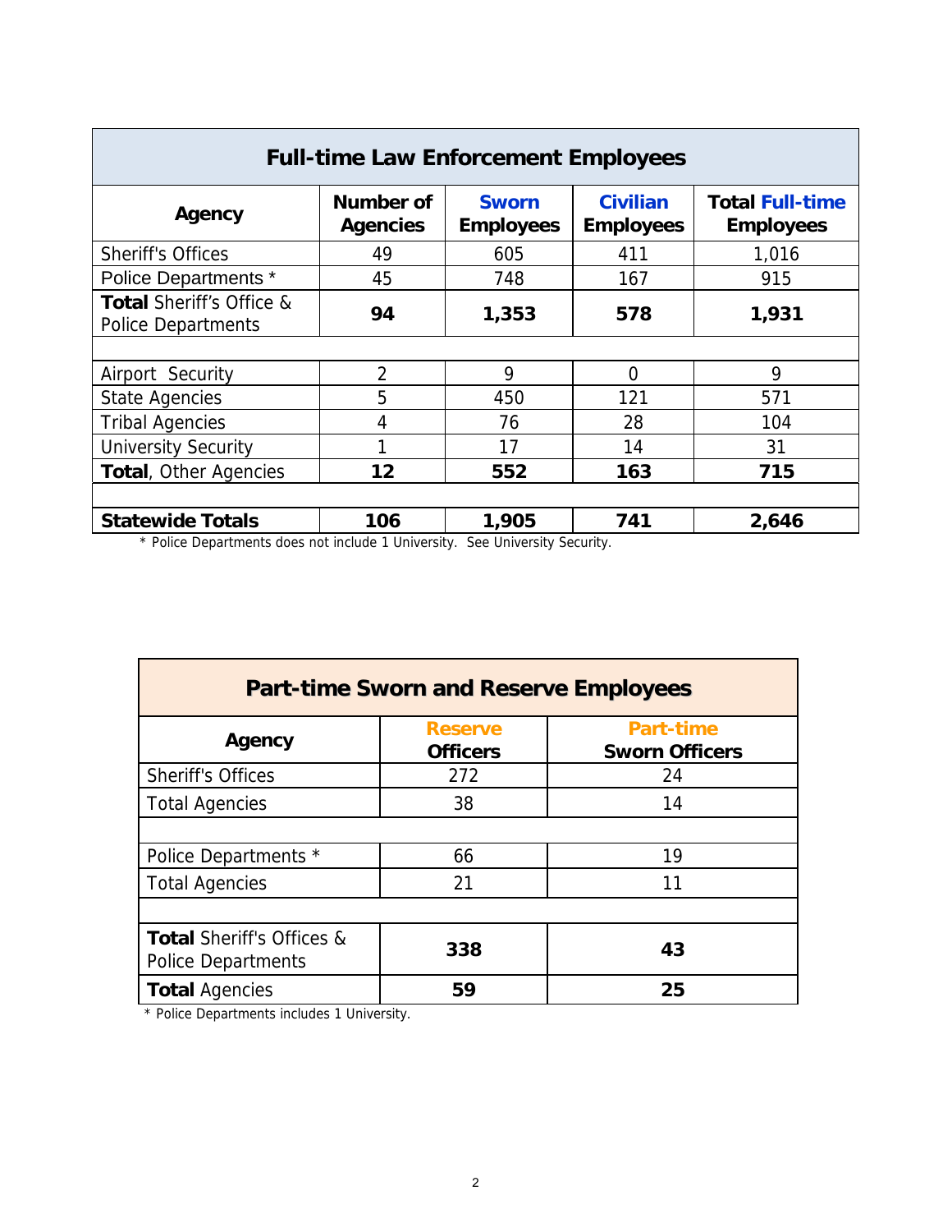| Full-time Law Enforcement Employees | | | | |
|---|---|---|---|---|
| **Agency** | **Number of Agencies** | **Sworn Employees** | **Civilian Employees** | **Total Full-time Employees** |
| Sheriff's Offices | 49 | 605 | 411 | 1,016 |
| Police Departments * | 45 | 748 | 167 | 915 |
| **Total** Sheriff's Office & Police Departments | **94** | **1,353** | **578** | **1,931** |
| | | | | |
| Airport Security | 2 | 9 | 0 | 9 |
| State Agencies | 5 | 450 | 121 | 571 |
| Tribal Agencies | 4 | 76 | 28 | 104 |
| University Security | 1 | 17 | 14 | 31 |
| **Total**, Other Agencies | **12** | **552** | **163** | **715** |
| | | | | |
| **Statewide Totals** | **106** | **1,905** | **741** | **2,646** |

\* Police Departments does not include 1 University. See University Security.

| Part-time Sworn and Reserve Employees | | |
|---|---|---|
| **Agency** | **Reserve Officers** | **Part-time Sworn Officers** |
| Sheriff's Offices | 272 | 24 |
| Total Agencies | 38 | 14 |
| | | |
| Police Departments * | 66 | 19 |
| Total Agencies | 21 | 11 |
| | | |
| **Total** Sheriff's Offices & Police Departments | **338** | **43** |
| **Total** Agencies | **59** | **25** |

\* Police Departments includes 1 University.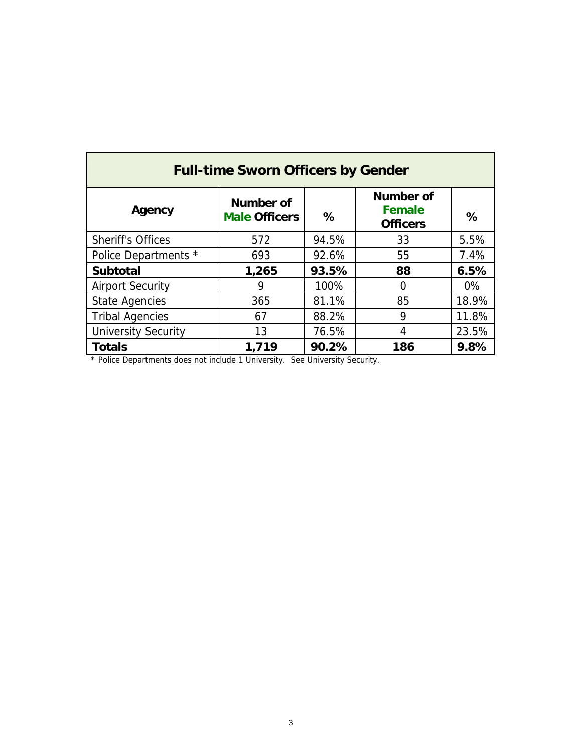| Full-time Sworn Officers by Gender | | | | |
|---|---|---|---|---|
| **Agency** | **Number of Male Officers** | **%** | **Number of Female Officers** | **%** |
| Sheriff's Offices | 572 | 94.5% | 33 | 5.5% |
| Police Departments * | 693 | 92.6% | 55 | 7.4% |
| **Subtotal** | **1,265** | **93.5%** | **88** | **6.5%** |
| Airport Security | 9 | 100% | 0 | 0% |
| State Agencies | 365 | 81.1% | 85 | 18.9% |
| Tribal Agencies | 67 | 88.2% | 9 | 11.8% |
| University Security | 13 | 76.5% | 4 | 23.5% |
| **Totals** | **1,719** | **90.2%** | **186** | **9.8%** |

* Police Departments does not include 1 University. See University Security.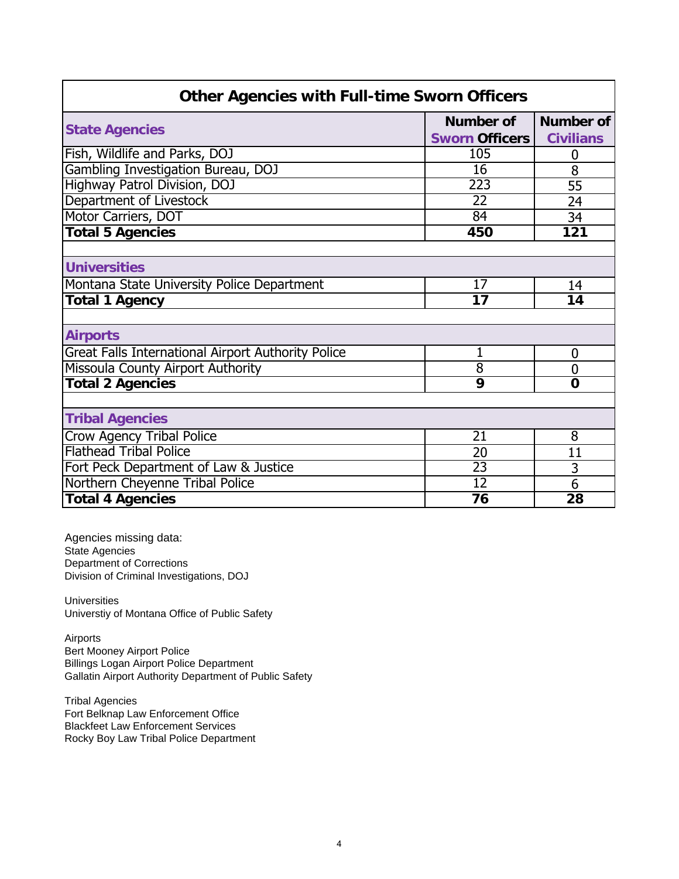## Other Agencies with Full-time Sworn Officers

| State Agencies | Number of Sworn Officers | Number of Civilians |
|---|---|---|
| Fish, Wildlife and Parks, DOJ | 105 | 0 |
| Gambling Investigation Bureau, DOJ | 16 | 8 |
| Highway Patrol Division, DOJ | 223 | 55 |
| Department of Livestock | 22 | 24 |
| Motor Carriers, DOT | 84 | 34 |
| **Total 5 Agencies** | **450** | **121** |
| | | |
| **Universities** | | |
| Montana State University Police Department | 17 | 14 |
| **Total 1 Agency** | **17** | **14** |
| | | |
| **Airports** | | |
| Great Falls International Airport Authority Police | 1 | 0 |
| Missoula County Airport Authority | 8 | 0 |
| **Total 2 Agencies** | **9** | **0** |
| | | |
| **Tribal Agencies** | | |
| Crow Agency Tribal Police | 21 | 8 |
| Flathead Tribal Police | 20 | 11 |
| Fort Peck Department of Law & Justice | 23 | 3 |
| Northern Cheyenne Tribal Police | 12 | 6 |
| **Total 4 Agencies** | **76** | **28** |

Agencies missing data:
State Agencies
Department of Corrections
Division of Criminal Investigations, DOJ

Universities
Universtiy of Montana Office of Public Safety

Airports
Bert Mooney Airport Police
Billings Logan Airport Police Department
Gallatin Airport Authority Department of Public Safety

Tribal Agencies
Fort Belknap Law Enforcement Office
Blackfeet Law Enforcement Services
Rocky Boy Law Tribal Police Department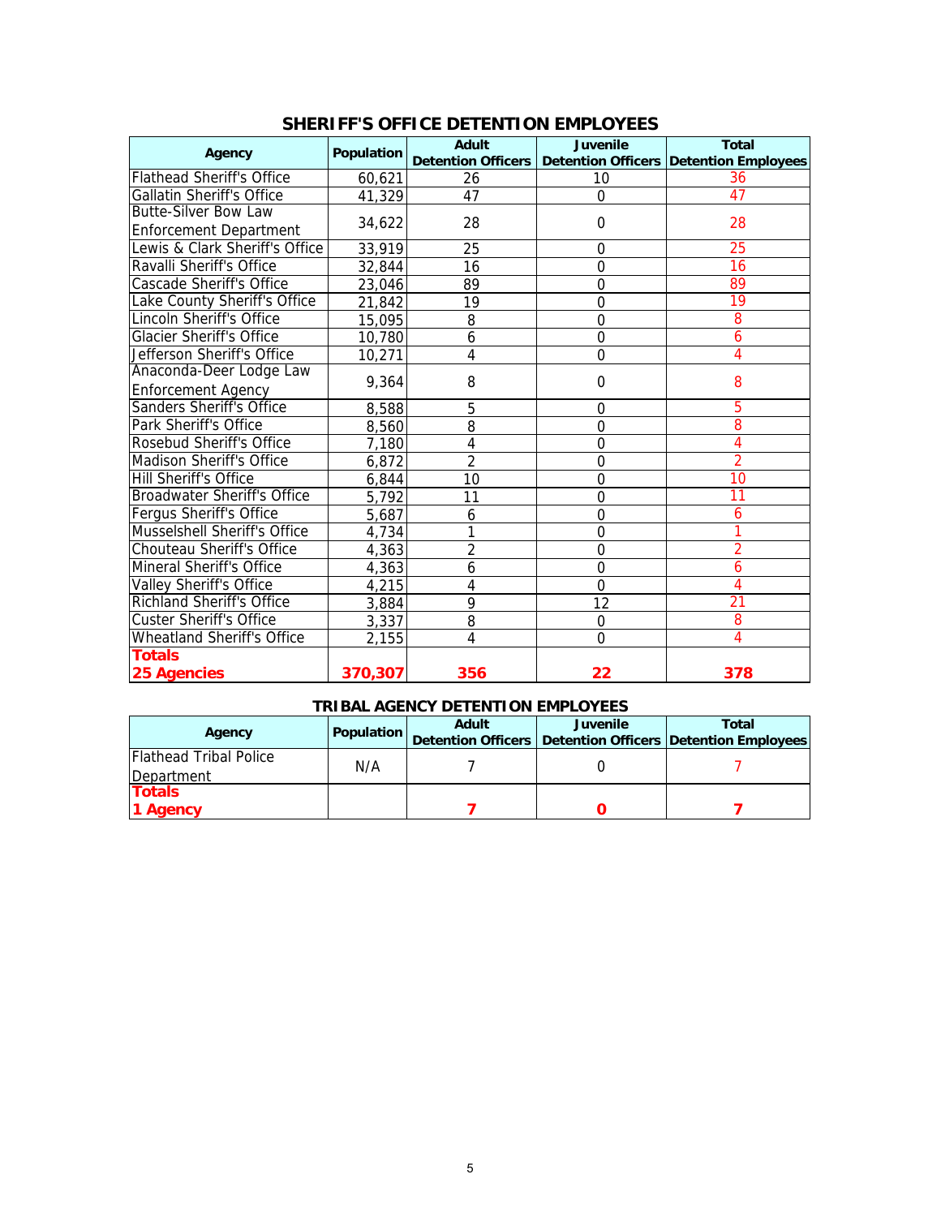## SHERIFF'S OFFICE DETENTION EMPLOYEES

| Agency | Population | Adult Detention Officers | Juvenile Detention Officers | Total Detention Employees |
|---|---|---|---|---|
| Flathead Sheriff's Office | 60,621 | 26 | 10 | 36 |
| Gallatin Sheriff's Office | 41,329 | 47 | 0 | 47 |
| Butte-Silver Bow Law Enforcement Department | 34,622 | 28 | 0 | 28 |
| Lewis & Clark Sheriff's Office | 33,919 | 25 | 0 | 25 |
| Ravalli Sheriff's Office | 32,844 | 16 | 0 | 16 |
| Cascade Sheriff's Office | 23,046 | 89 | 0 | 89 |
| Lake County Sheriff's Office | 21,842 | 19 | 0 | 19 |
| Lincoln Sheriff's Office | 15,095 | 8 | 0 | 8 |
| Glacier Sheriff's Office | 10,780 | 6 | 0 | 6 |
| Jefferson Sheriff's Office | 10,271 | 4 | 0 | 4 |
| Anaconda-Deer Lodge Law Enforcement Agency | 9,364 | 8 | 0 | 8 |
| Sanders Sheriff's Office | 8,588 | 5 | 0 | 5 |
| Park Sheriff's Office | 8,560 | 8 | 0 | 8 |
| Rosebud Sheriff's Office | 7,180 | 4 | 0 | 4 |
| Madison Sheriff's Office | 6,872 | 2 | 0 | 2 |
| Hill Sheriff's Office | 6,844 | 10 | 0 | 10 |
| Broadwater Sheriff's Office | 5,792 | 11 | 0 | 11 |
| Fergus Sheriff's Office | 5,687 | 6 | 0 | 6 |
| Musselshell Sheriff's Office | 4,734 | 1 | 0 | 1 |
| Chouteau Sheriff's Office | 4,363 | 2 | 0 | 2 |
| Mineral Sheriff's Office | 4,363 | 6 | 0 | 6 |
| Valley Sheriff's Office | 4,215 | 4 | 0 | 4 |
| Richland Sheriff's Office | 3,884 | 9 | 12 | 21 |
| Custer Sheriff's Office | 3,337 | 8 | 0 | 8 |
| Wheatland Sheriff's Office | 2,155 | 4 | 0 | 4 |
| **Totals 25 Agencies** | **370,307** | **356** | **22** | **378** |

## TRIBAL AGENCY DETENTION EMPLOYEES

| Agency | Population | Adult Detention Officers | Juvenile Detention Officers | Total Detention Employees |
|---|---|---|---|---|
| Flathead Tribal Police Department | N/A | 7 | 0 | 7 |
| **Totals 1 Agency** | | **7** | **0** | **7** |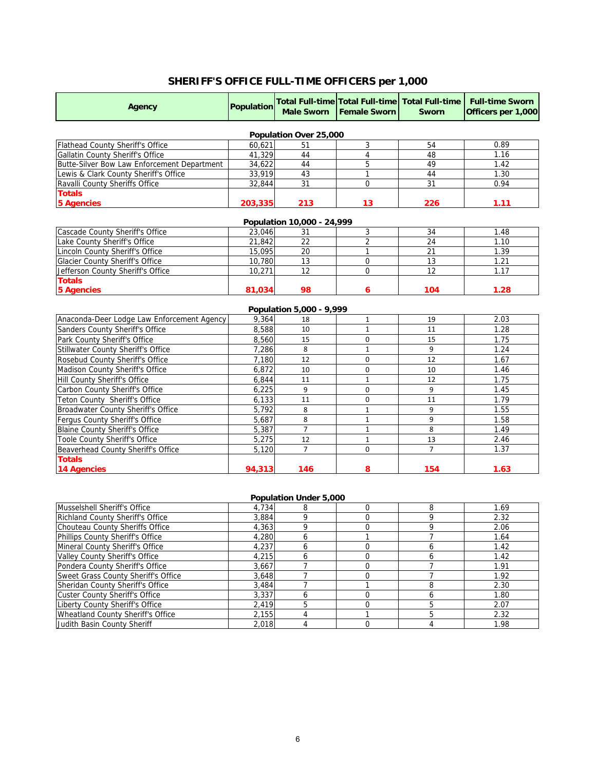# SHERIFF'S OFFICE FULL-TIME OFFICERS per 1,000

| Agency | Population | Total Full-time Male Sworn | Total Full-time Female Sworn | Total Full-time Sworn | Full-time Sworn Officers per 1,000 |
|---|---|---|---|---|---|
| **Population Over 25,000** | | | | | |
| Flathead County Sheriff's Office | 60,621 | 51 | 3 | 54 | 0.89 |
| Gallatin County Sheriff's Office | 41,329 | 44 | 4 | 48 | 1.16 |
| Butte-Silver Bow Law Enforcement Department | 34,622 | 44 | 5 | 49 | 1.42 |
| Lewis & Clark County Sheriff's Office | 33,919 | 43 | 1 | 44 | 1.30 |
| Ravalli County Sheriffs Office | 32,844 | 31 | 0 | 31 | 0.94 |
| **Totals 5 Agencies** | **203,335** | **213** | **13** | **226** | **1.11** |
| **Population 10,000 - 24,999** | | | | | |
| Cascade County Sheriff's Office | 23,046 | 31 | 3 | 34 | 1.48 |
| Lake County Sheriff's Office | 21,842 | 22 | 2 | 24 | 1.10 |
| Lincoln County Sheriff's Office | 15,095 | 20 | 1 | 21 | 1.39 |
| Glacier County Sheriff's Office | 10,780 | 13 | 0 | 13 | 1.21 |
| Jefferson County Sheriff's Office | 10,271 | 12 | 0 | 12 | 1.17 |
| **Totals 5 Agencies** | **81,034** | **98** | **6** | **104** | **1.28** |
| **Population 5,000 - 9,999** | | | | | |
| Anaconda-Deer Lodge Law Enforcement Agency | 9,364 | 18 | 1 | 19 | 2.03 |
| Sanders County Sheriff's Office | 8,588 | 10 | 1 | 11 | 1.28 |
| Park County Sheriff's Office | 8,560 | 15 | 0 | 15 | 1.75 |
| Stillwater County Sheriff's Office | 7,286 | 8 | 1 | 9 | 1.24 |
| Rosebud County Sheriff's Office | 7,180 | 12 | 0 | 12 | 1.67 |
| Madison County Sheriff's Office | 6,872 | 10 | 0 | 10 | 1.46 |
| Hill County Sheriff's Office | 6,844 | 11 | 1 | 12 | 1.75 |
| Carbon County Sheriff's Office | 6,225 | 9 | 0 | 9 | 1.45 |
| Teton County Sheriff's Office | 6,133 | 11 | 0 | 11 | 1.79 |
| Broadwater County Sheriff's Office | 5,792 | 8 | 1 | 9 | 1.55 |
| Fergus County Sheriff's Office | 5,687 | 8 | 1 | 9 | 1.58 |
| Blaine County Sheriff's Office | 5,387 | 7 | 1 | 8 | 1.49 |
| Toole County Sheriff's Office | 5,275 | 12 | 1 | 13 | 2.46 |
| Beaverhead County Sheriff's Office | 5,120 | 7 | 0 | 7 | 1.37 |
| **Totals 14 Agencies** | **94,313** | **146** | **8** | **154** | **1.63** |
| **Population Under 5,000** | | | | | |
| Musselshell Sheriff's Office | 4,734 | 8 | 0 | 8 | 1.69 |
| Richland County Sheriff's Office | 3,884 | 9 | 0 | 9 | 2.32 |
| Chouteau County Sheriffs Office | 4,363 | 9 | 0 | 9 | 2.06 |
| Phillips County Sheriff's Office | 4,280 | 6 | 1 | 7 | 1.64 |
| Mineral County Sheriff's Office | 4,237 | 6 | 0 | 6 | 1.42 |
| Valley County Sheriff's Office | 4,215 | 6 | 0 | 6 | 1.42 |
| Pondera County Sheriff's Office | 3,667 | 7 | 0 | 7 | 1.91 |
| Sweet Grass County Sheriff's Office | 3,648 | 7 | 0 | 7 | 1.92 |
| Sheridan County Sheriff's Office | 3,484 | 7 | 1 | 8 | 2.30 |
| Custer County Sheriff's Office | 3,337 | 6 | 0 | 6 | 1.80 |
| Liberty County Sheriff's Office | 2,419 | 5 | 0 | 5 | 2.07 |
| Wheatland County Sheriff's Office | 2,155 | 4 | 1 | 5 | 2.32 |
| Judith Basin County Sheriff | 2,018 | 4 | 0 | 4 | 1.98 |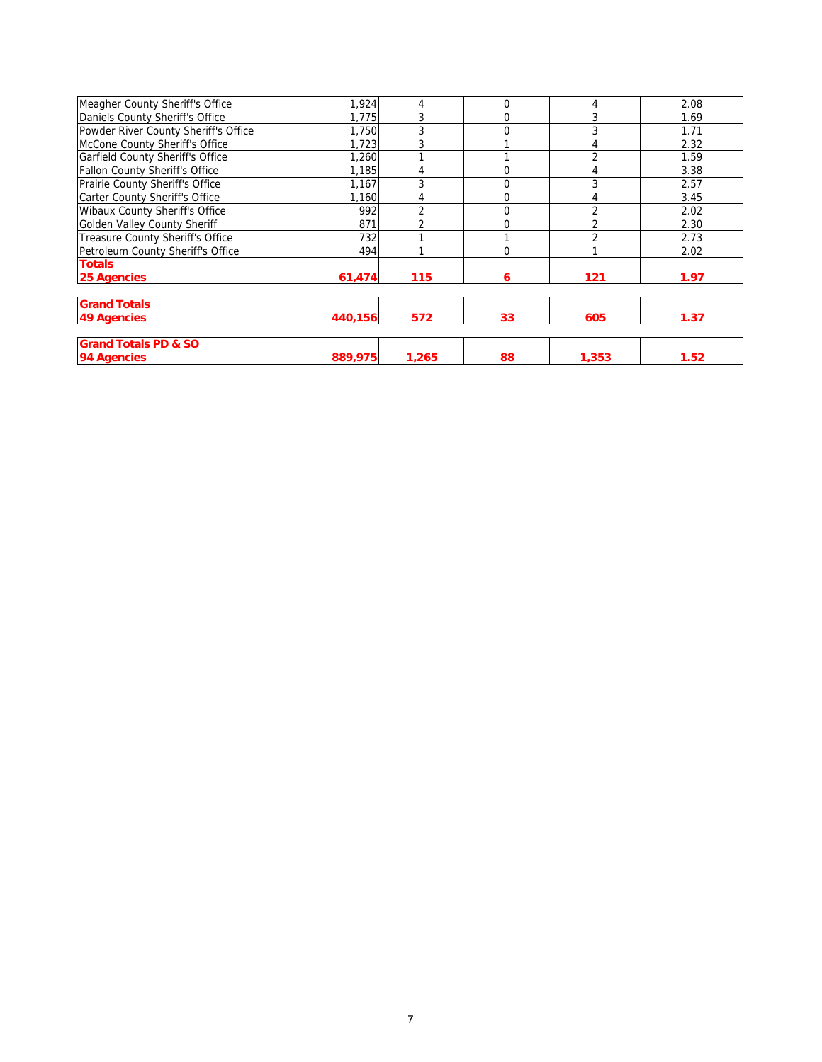| | | | | | |
|---|---|---|---|---|---|
| Meagher County Sheriff's Office | 1,924 | 4 | 0 | 4 | 2.08 |
| Daniels County Sheriff's Office | 1,775 | 3 | 0 | 3 | 1.69 |
| Powder River County Sheriff's Office | 1,750 | 3 | 0 | 3 | 1.71 |
| McCone County Sheriff's Office | 1,723 | 3 | 1 | 4 | 2.32 |
| Garfield County Sheriff's Office | 1,260 | 1 | 1 | 2 | 1.59 |
| Fallon County Sheriff's Office | 1,185 | 4 | 0 | 4 | 3.38 |
| Prairie County Sheriff's Office | 1,167 | 3 | 0 | 3 | 2.57 |
| Carter County Sheriff's Office | 1,160 | 4 | 0 | 4 | 3.45 |
| Wibaux County Sheriff's Office | 992 | 2 | 0 | 2 | 2.02 |
| Golden Valley County Sheriff | 871 | 2 | 0 | 2 | 2.30 |
| Treasure County Sheriff's Office | 732 | 1 | 1 | 2 | 2.73 |
| Petroleum County Sheriff's Office | 494 | 1 | 0 | 1 | 2.02 |
| **Totals 25 Agencies** | **61,474** | **115** | **6** | **121** | **1.97** |
| **Grand Totals 49 Agencies** | **440,156** | **572** | **33** | **605** | **1.37** |
| **Grand Totals PD & SO 94 Agencies** | **889,975** | **1,265** | **88** | **1,353** | **1.52** |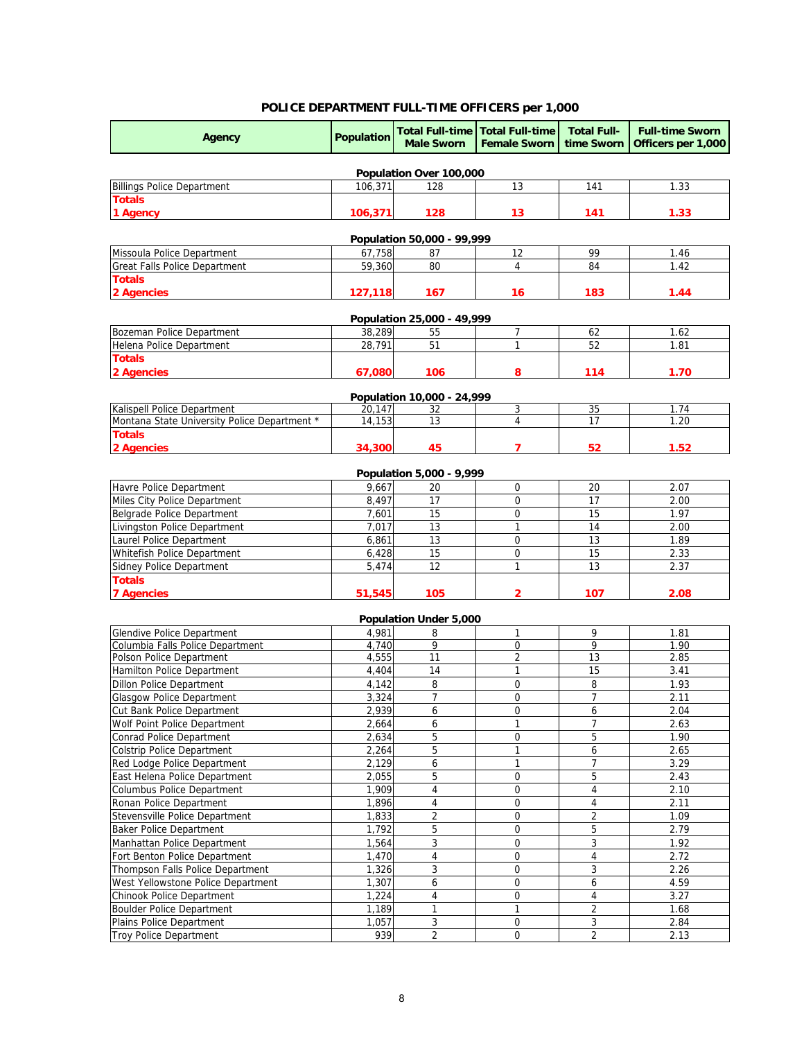## POLICE DEPARTMENT FULL-TIME OFFICERS per 1,000

| Agency | Population | Total Full-time Male Sworn | Total Full-time Female Sworn | Total Full-time Sworn | Full-time Sworn Officers per 1,000 |
|---|---|---|---|---|---|
| **Population Over 100,000** | | | | | |
| Billings Police Department | 106,371 | 128 | 13 | 141 | 1.33 |
| **Totals 1 Agency** | **106,371** | **128** | **13** | **141** | **1.33** |
| **Population 50,000 - 99,999** | | | | | |
| Missoula Police Department | 67,758 | 87 | 12 | 99 | 1.46 |
| Great Falls Police Department | 59,360 | 80 | 4 | 84 | 1.42 |
| **Totals 2 Agencies** | **127,118** | **167** | **16** | **183** | **1.44** |
| **Population 25,000 - 49,999** | | | | | |
| Bozeman Police Department | 38,289 | 55 | 7 | 62 | 1.62 |
| Helena Police Department | 28,791 | 51 | 1 | 52 | 1.81 |
| **Totals 2 Agencies** | **67,080** | **106** | **8** | **114** | **1.70** |
| **Population 10,000 - 24,999** | | | | | |
| Kalispell Police Department | 20,147 | 32 | 3 | 35 | 1.74 |
| Montana State University Police Department * | 14,153 | 13 | 4 | 17 | 1.20 |
| **Totals 2 Agencies** | **34,300** | **45** | **7** | **52** | **1.52** |
| **Population 5,000 - 9,999** | | | | | |
| Havre Police Department | 9,667 | 20 | 0 | 20 | 2.07 |
| Miles City Police Department | 8,497 | 17 | 0 | 17 | 2.00 |
| Belgrade Police Department | 7,601 | 15 | 0 | 15 | 1.97 |
| Livingston Police Department | 7,017 | 13 | 1 | 14 | 2.00 |
| Laurel Police Department | 6,861 | 13 | 0 | 13 | 1.89 |
| Whitefish Police Department | 6,428 | 15 | 0 | 15 | 2.33 |
| Sidney Police Department | 5,474 | 12 | 1 | 13 | 2.37 |
| **Totals 7 Agencies** | **51,545** | **105** | **2** | **107** | **2.08** |
| **Population Under 5,000** | | | | | |
| Glendive Police Department | 4,981 | 8 | 1 | 9 | 1.81 |
| Columbia Falls Police Department | 4,740 | 9 | 0 | 9 | 1.90 |
| Polson Police Department | 4,555 | 11 | 2 | 13 | 2.85 |
| Hamilton Police Department | 4,404 | 14 | 1 | 15 | 3.41 |
| Dillon Police Department | 4,142 | 8 | 0 | 8 | 1.93 |
| Glasgow Police Department | 3,324 | 7 | 0 | 7 | 2.11 |
| Cut Bank Police Department | 2,939 | 6 | 0 | 6 | 2.04 |
| Wolf Point Police Department | 2,664 | 6 | 1 | 7 | 2.63 |
| Conrad Police Department | 2,634 | 5 | 0 | 5 | 1.90 |
| Colstrip Police Department | 2,264 | 5 | 1 | 6 | 2.65 |
| Red Lodge Police Department | 2,129 | 6 | 1 | 7 | 3.29 |
| East Helena Police Department | 2,055 | 5 | 0 | 5 | 2.43 |
| Columbus Police Department | 1,909 | 4 | 0 | 4 | 2.10 |
| Ronan Police Department | 1,896 | 4 | 0 | 4 | 2.11 |
| Stevensville Police Department | 1,833 | 2 | 0 | 2 | 1.09 |
| Baker Police Department | 1,792 | 5 | 0 | 5 | 2.79 |
| Manhattan Police Department | 1,564 | 3 | 0 | 3 | 1.92 |
| Fort Benton Police Department | 1,470 | 4 | 0 | 4 | 2.72 |
| Thompson Falls Police Department | 1,326 | 3 | 0 | 3 | 2.26 |
| West Yellowstone Police Department | 1,307 | 6 | 0 | 6 | 4.59 |
| Chinook Police Department | 1,224 | 4 | 0 | 4 | 3.27 |
| Boulder Police Department | 1,189 | 1 | 1 | 2 | 1.68 |
| Plains Police Department | 1,057 | 3 | 0 | 3 | 2.84 |
| Troy Police Department | 939 | 2 | 0 | 2 | 2.13 |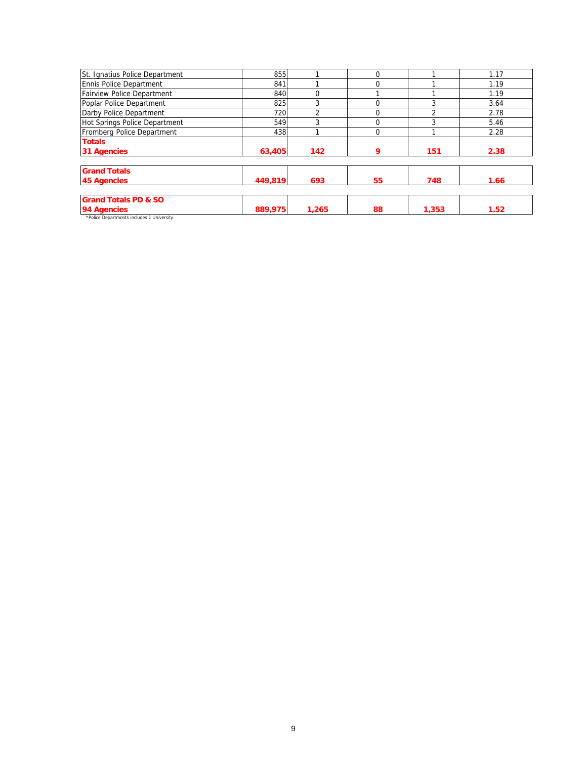| | | | | | |
|---|---|---|---|---|---|
| St. Ignatius Police Department | 855 | 1 | 0 | 1 | 1.17 |
| Ennis Police Department | 841 | 1 | 0 | 1 | 1.19 |
| Fairview Police Department | 840 | 0 | 1 | 1 | 1.19 |
| Poplar Police Department | 825 | 3 | 0 | 3 | 3.64 |
| Darby Police Department | 720 | 2 | 0 | 2 | 2.78 |
| Hot Springs Police Department | 549 | 3 | 0 | 3 | 5.46 |
| Fromberg Police Department | 438 | 1 | 0 | 1 | 2.28 |
| **Totals 31 Agencies** | **63,405** | **142** | **9** | **151** | **2.38** |
| **Grand Totals 45 Agencies** | **449,819** | **693** | **55** | **748** | **1.66** |
| **Grand Totals PD & SO 94 Agencies** | **889,975** | **1,265** | **88** | **1,353** | **1.52** |

*Police Departments includes 1 University.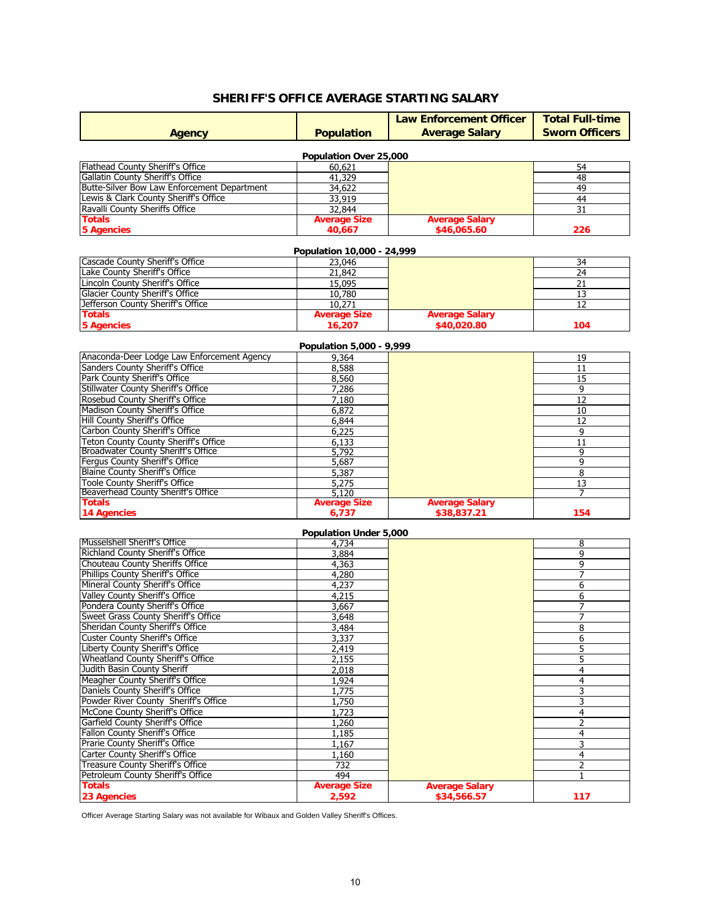## SHERIFF'S OFFICE AVERAGE STARTING SALARY

| Agency | Population | Law Enforcement Officer Average Salary | Total Full-time Sworn Officers |
|---|---|---|---|
| **Population Over 25,000** | | | |
| Flathead County Sheriff's Office | 60,621 | | 54 |
| Gallatin County Sheriff's Office | 41,329 | | 48 |
| Butte-Silver Bow Law Enforcement Department | 34,622 | | 49 |
| Lewis & Clark County Sheriff's Office | 33,919 | | 44 |
| Ravalli County Sheriffs Office | 32,844 | | 31 |
| **Totals 5 Agencies** | **Average Size 40,667** | **Average Salary $46,065.60** | **226** |
| **Population 10,000 - 24,999** | | | |
| Cascade County Sheriff's Office | 23,046 | | 34 |
| Lake County Sheriff's Office | 21,842 | | 24 |
| Lincoln County Sheriff's Office | 15,095 | | 21 |
| Glacier County Sheriff's Office | 10,780 | | 13 |
| Jefferson County Sheriff's Office | 10,271 | | 12 |
| **Totals 5 Agencies** | **Average Size 16,207** | **Average Salary $40,020.80** | **104** |
| **Population 5,000 - 9,999** | | | |
| Anaconda-Deer Lodge Law Enforcement Agency | 9,364 | | 19 |
| Sanders County Sheriff's Office | 8,588 | | 11 |
| Park County Sheriff's Office | 8,560 | | 15 |
| Stillwater County Sheriff's Office | 7,286 | | 9 |
| Rosebud County Sheriff's Office | 7,180 | | 12 |
| Madison County Sheriff's Office | 6,872 | | 10 |
| Hill County Sheriff's Office | 6,844 | | 12 |
| Carbon County Sheriff's Office | 6,225 | | 9 |
| Teton County County Sheriff's Office | 6,133 | | 11 |
| Broadwater County Sheriff's Office | 5,792 | | 9 |
| Fergus County Sheriff's Office | 5,687 | | 9 |
| Blaine County Sheriff's Office | 5,387 | | 8 |
| Toole County Sheriff's Office | 5,275 | | 13 |
| Beaverhead County Sheriff's Office | 5,120 | | 7 |
| **Totals 14 Agencies** | **Average Size 6,737** | **Average Salary $38,837.21** | **154** |
| **Population Under 5,000** | | | |
| Musselshell Sheriff's Office | 4,734 | | 8 |
| Richland County Sheriff's Office | 3,884 | | 9 |
| Chouteau County Sheriffs Office | 4,363 | | 9 |
| Phillips County Sheriff's Office | 4,280 | | 7 |
| Mineral County Sheriff's Office | 4,237 | | 6 |
| Valley County Sheriff's Office | 4,215 | | 6 |
| Pondera County Sheriff's Office | 3,667 | | 7 |
| Sweet Grass County Sheriff's Office | 3,648 | | 7 |
| Sheridan County Sheriff's Office | 3,484 | | 8 |
| Custer County Sheriff's Office | 3,337 | | 6 |
| Liberty County Sheriff's Office | 2,419 | | 5 |
| Wheatland County Sheriff's Office | 2,155 | | 5 |
| Judith Basin County Sheriff | 2,018 | | 4 |
| Meagher County Sheriff's Office | 1,924 | | 4 |
| Daniels County Sheriff's Office | 1,775 | | 3 |
| Powder River County Sheriff's Office | 1,750 | | 3 |
| McCone County Sheriff's Office | 1,723 | | 4 |
| Garfield County Sheriff's Office | 1,260 | | 2 |
| Fallon County Sheriff's Office | 1,185 | | 4 |
| Prarie County Sheriff's Office | 1,167 | | 3 |
| Carter County Sheriff's Office | 1,160 | | 4 |
| Treasure County Sheriff's Office | 732 | | 2 |
| Petroleum County Sheriff's Office | 494 | | 1 |
| **Totals 23 Agencies** | **Average Size 2,592** | **Average Salary $34,566.57** | **117** |

Officer Average Starting Salary was not available for Wibaux and Golden Valley Sheriff's Offices.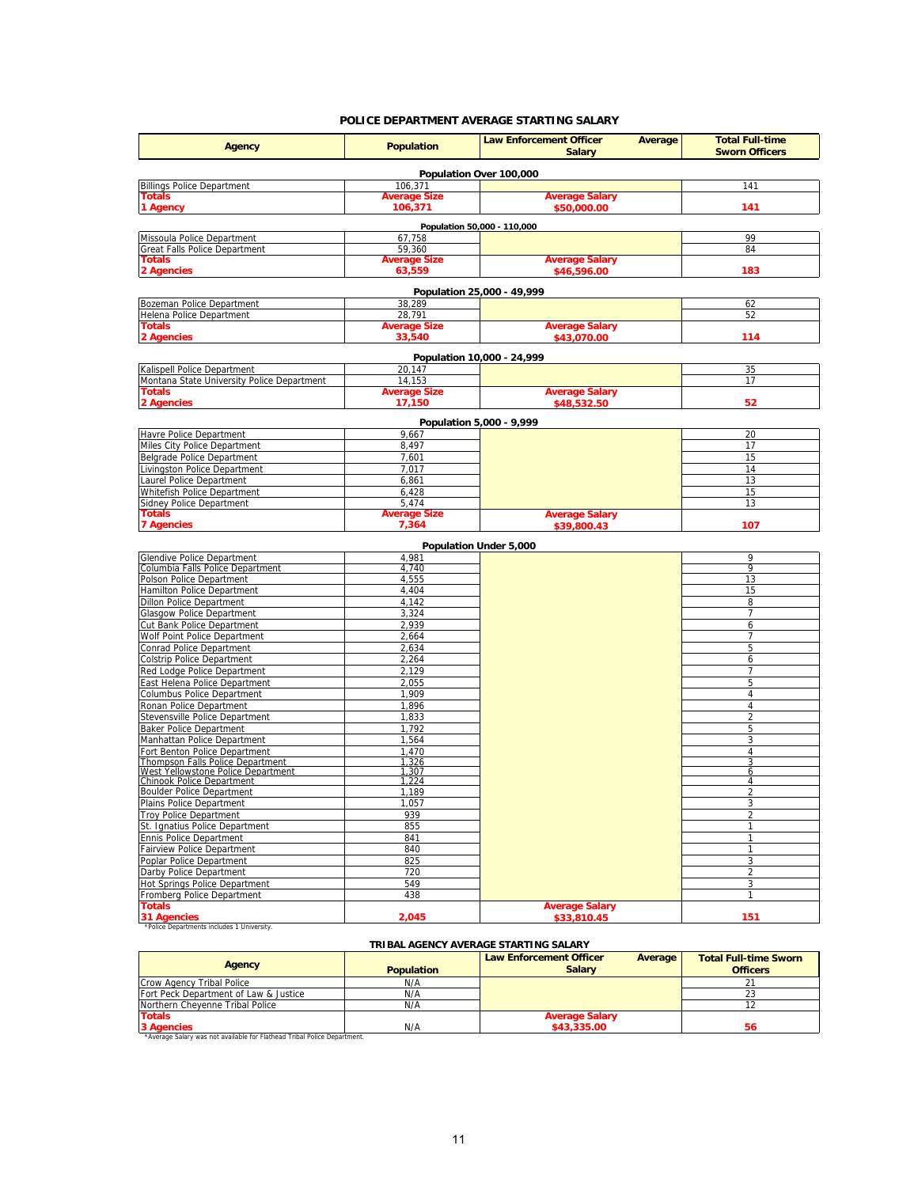## POLICE DEPARTMENT AVERAGE STARTING SALARY

| Agency | Population | Law Enforcement Officer Average Salary | Total Full-time Sworn Officers |
|---|---|---|---|
| **Population Over 100,000** | | | |
| Billings Police Department | 106,371 | | 141 |
| **Totals** **1 Agency** | **Average Size** **106,371** | **Average Salary** **$50,000.00** | **141** |
| **Population 50,000 - 110,000** | | | |
| Missoula Police Department | 67,758 | | 99 |
| Great Falls Police Department | 59,360 | | 84 |
| **Totals** **2 Agencies** | **Average Size** **63,559** | **Average Salary** **$46,596.00** | **183** |
| **Population 25,000 - 49,999** | | | |
| Bozeman Police Department | 38,289 | | 62 |
| Helena Police Department | 28,791 | | 52 |
| **Totals** **2 Agencies** | **Average Size** **33,540** | **Average Salary** **$43,070.00** | **114** |
| **Population 10,000 - 24,999** | | | |
| Kalispell Police Department | 20,147 | | 35 |
| Montana State University Police Department | 14,153 | | 17 |
| **Totals** **2 Agencies** | **Average Size** **17,150** | **Average Salary** **$48,532.50** | **52** |
| **Population 5,000 - 9,999** | | | |
| Havre Police Department | 9,667 | | 20 |
| Miles City Police Department | 8,497 | | 17 |
| Belgrade Police Department | 7,601 | | 15 |
| Livingston Police Department | 7,017 | | 14 |
| Laurel Police Department | 6,861 | | 13 |
| Whitefish Police Department | 6,428 | | 15 |
| Sidney Police Department | 5,474 | | 13 |
| **Totals** **7 Agencies** | **Average Size** **7,364** | **Average Salary** **$39,800.43** | **107** |
| **Population Under 5,000** | | | |
| Glendive Police Department | 4,981 | | 9 |
| Columbia Falls Police Department | 4,740 | | 9 |
| Polson Police Department | 4,555 | | 13 |
| Hamilton Police Department | 4,404 | | 15 |
| Dillon Police Department | 4,142 | | 8 |
| Glasgow Police Department | 3,324 | | 7 |
| Cut Bank Police Department | 2,939 | | 6 |
| Wolf Point Police Department | 2,664 | | 7 |
| Conrad Police Department | 2,634 | | 5 |
| Colstrip Police Department | 2,264 | | 6 |
| Red Lodge Police Department | 2,129 | | 7 |
| East Helena Police Department | 2,055 | | 5 |
| Columbus Police Department | 1,909 | | 4 |
| Ronan Police Department | 1,896 | | 4 |
| Stevensville Police Department | 1,833 | | 2 |
| Baker Police Department | 1,792 | | 5 |
| Manhattan Police Department | 1,564 | | 3 |
| Fort Benton Police Department | 1,470 | | 4 |
| Thompson Falls Police Department | 1,326 | | 3 |
| West Yellowstone Police Department | 1,307 | | 6 |
| Chinook Police Department | 1,224 | | 4 |
| Boulder Police Department | 1,189 | | 2 |
| Plains Police Department | 1,057 | | 3 |
| Troy Police Department | 939 | | 2 |
| St. Ignatius Police Department | 855 | | 1 |
| Ennis Police Department | 841 | | 1 |
| Fairview Police Department | 840 | | 1 |
| Poplar Police Department | 825 | | 3 |
| Darby Police Department | 720 | | 2 |
| Hot Springs Police Department | 549 | | 3 |
| Fromberg Police Department | 438 | | 1 |
| **Totals** **31 Agencies** | **2,045** | **Average Salary** **$33,810.45** | **151** |

*Police Departments includes 1 University.

## TRIBAL AGENCY AVERAGE STARTING SALARY

| Agency | Population | Law Enforcement Officer Average Salary | Total Full-time Sworn Officers |
|---|---|---|---|
| Crow Agency Tribal Police | N/A | | 21 |
| Fort Peck Department of Law & Justice | N/A | | 23 |
| Northern Cheyenne Tribal Police | N/A | | 12 |
| **Totals** **3 Agencies** | N/A | **Average Salary** **$43,335.00** | **56** |

*Average Salary was not available for Flathead Tribal Police Department.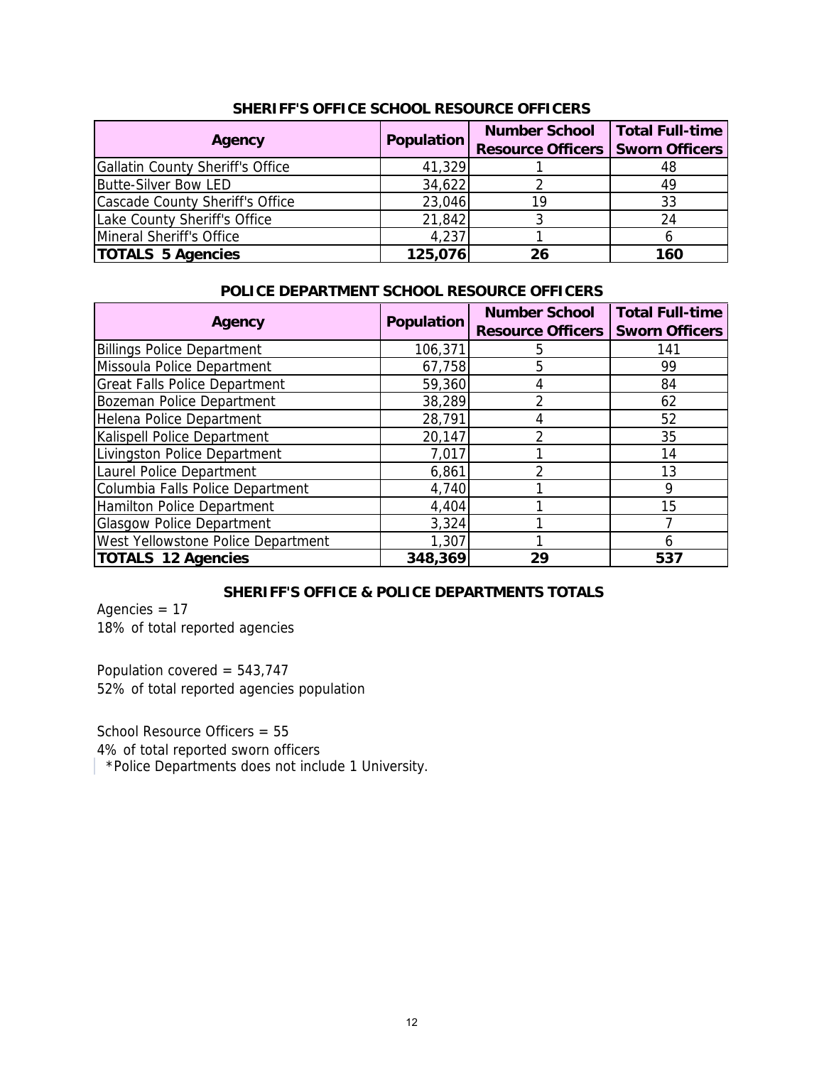## SHERIFF'S OFFICE SCHOOL RESOURCE OFFICERS

| Agency | Population | Number School Resource Officers | Total Full-time Sworn Officers |
|---|---|---|---|
| Gallatin County Sheriff's Office | 41,329 | 1 | 48 |
| Butte-Silver Bow LED | 34,622 | 2 | 49 |
| Cascade County Sheriff's Office | 23,046 | 19 | 33 |
| Lake County Sheriff's Office | 21,842 | 3 | 24 |
| Mineral Sheriff's Office | 4,237 | 1 | 6 |
| **TOTALS 5 Agencies** | **125,076** | **26** | **160** |

## POLICE DEPARTMENT SCHOOL RESOURCE OFFICERS

| Agency | Population | Number School Resource Officers | Total Full-time Sworn Officers |
|---|---|---|---|
| Billings Police Department | 106,371 | 5 | 141 |
| Missoula Police Department | 67,758 | 5 | 99 |
| Great Falls Police Department | 59,360 | 4 | 84 |
| Bozeman Police Department | 38,289 | 2 | 62 |
| Helena Police Department | 28,791 | 4 | 52 |
| Kalispell Police Department | 20,147 | 2 | 35 |
| Livingston Police Department | 7,017 | 1 | 14 |
| Laurel Police Department | 6,861 | 2 | 13 |
| Columbia Falls Police Department | 4,740 | 1 | 9 |
| Hamilton Police Department | 4,404 | 1 | 15 |
| Glasgow Police Department | 3,324 | 1 | 7 |
| West Yellowstone Police Department | 1,307 | 1 | 6 |
| **TOTALS 12 Agencies** | **348,369** | **29** | **537** |

## SHERIFF'S OFFICE & POLICE DEPARTMENTS TOTALS

Agencies = 17
18% of total reported agencies

Population covered = 543,747
52% of total reported agencies population

School Resource Officers = 55
4% of total reported sworn officers
*Police Departments does not include 1 University.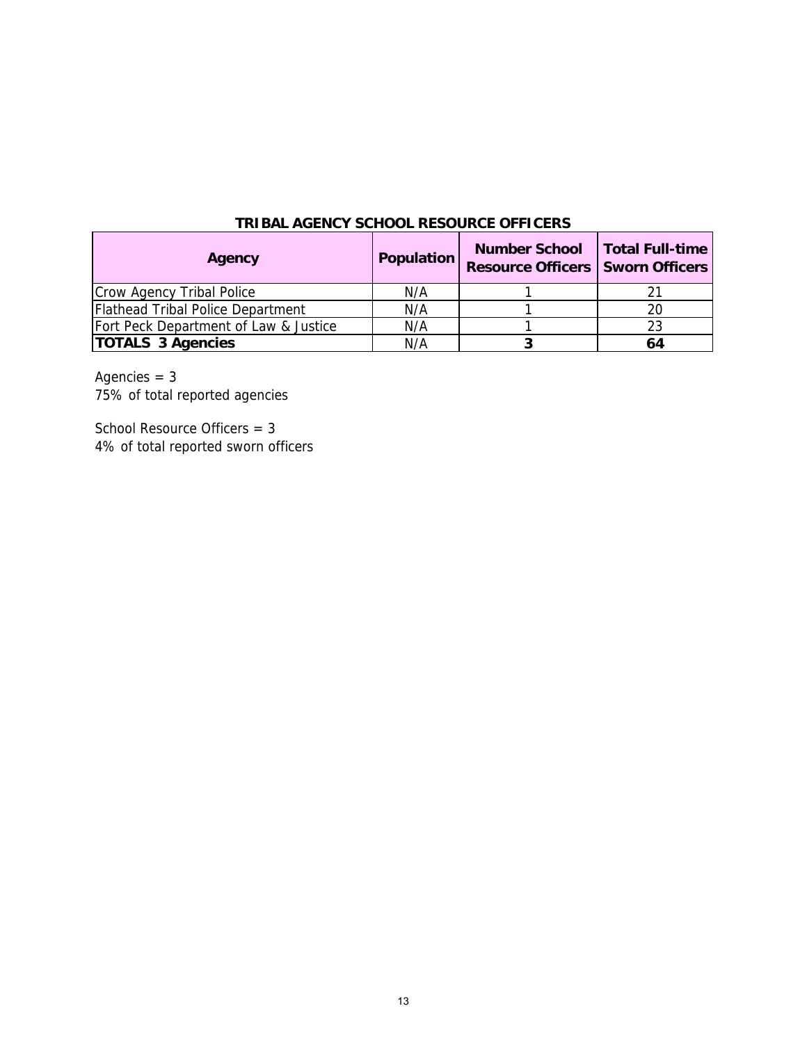## TRIBAL AGENCY SCHOOL RESOURCE OFFICERS

| Agency | Population | Number School Resource Officers | Total Full-time Sworn Officers |
|---|---|---|---|
| Crow Agency Tribal Police | N/A | 1 | 21 |
| Flathead Tribal Police Department | N/A | 1 | 20 |
| Fort Peck Department of Law & Justice | N/A | 1 | 23 |
| **TOTALS 3 Agencies** | N/A | **3** | **64** |

Agencies = 3
75% of total reported agencies

School Resource Officers = 3
4% of total reported sworn officers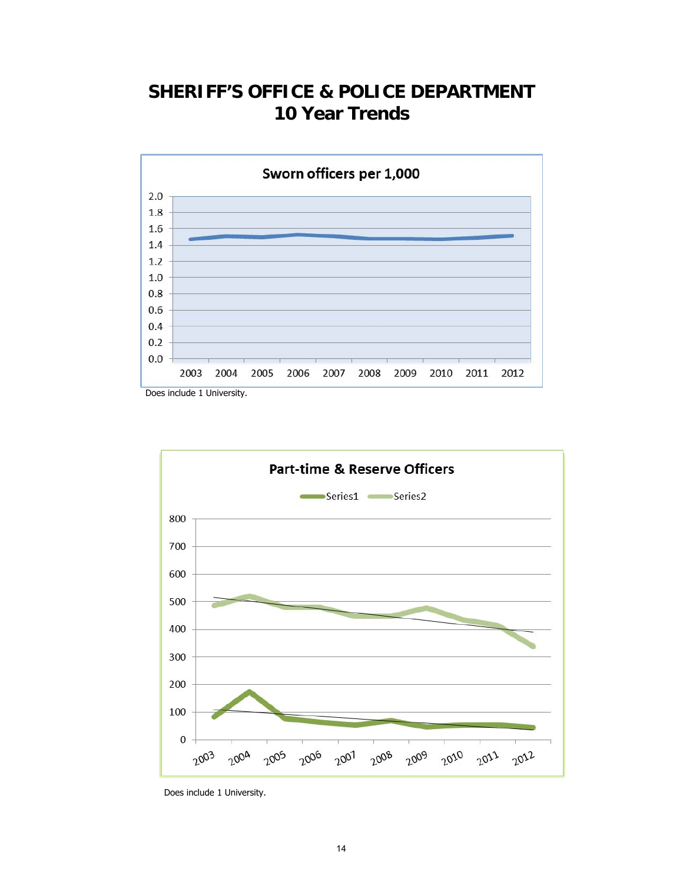# SHERIFF'S OFFICE & POLICE DEPARTMENT
# 10 Year Trends

**Sworn officers per 1,000**

Does include 1 University.

**Part-time & Reserve Officers**

Does include 1 University.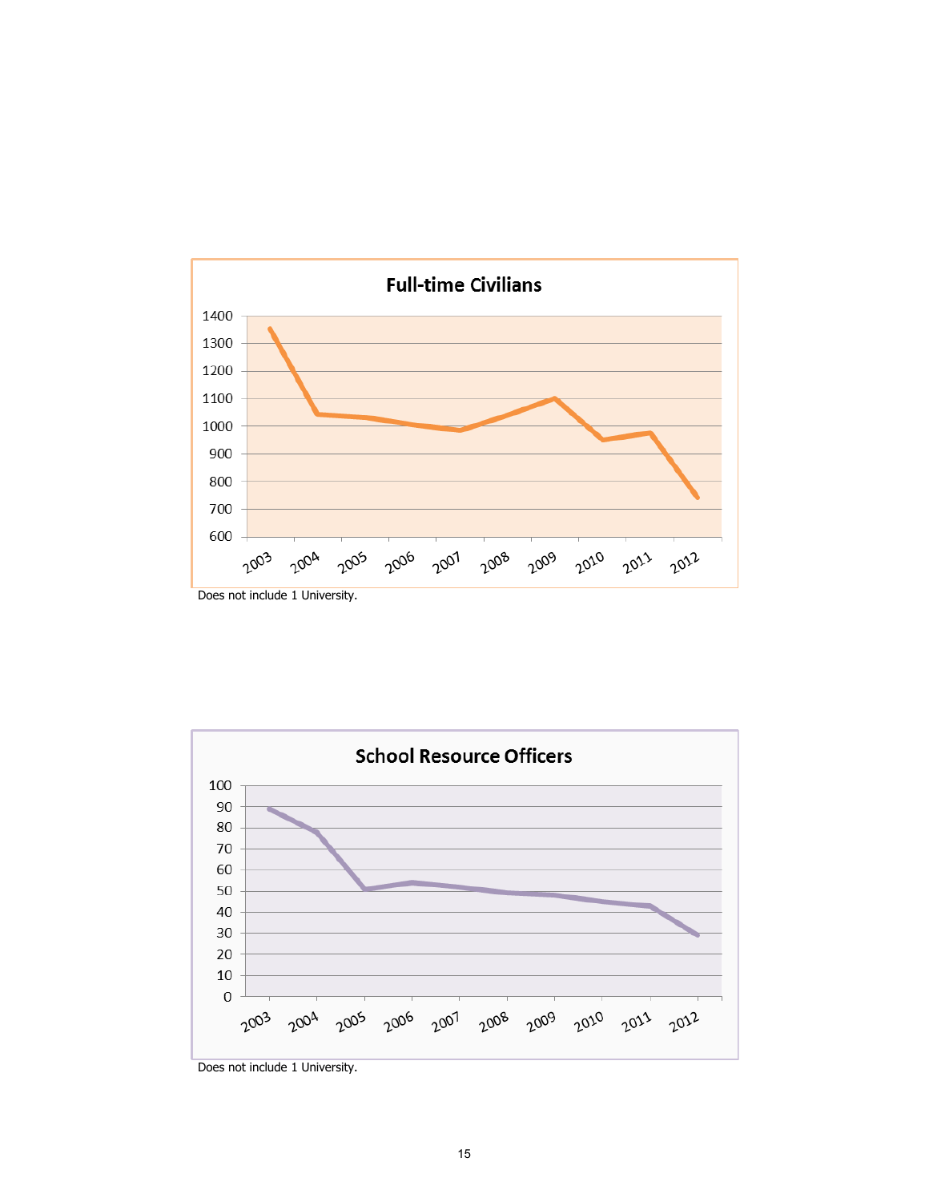## Full-time Civilians

Does not include 1 University.

## School Resource Officers

Does not include 1 University.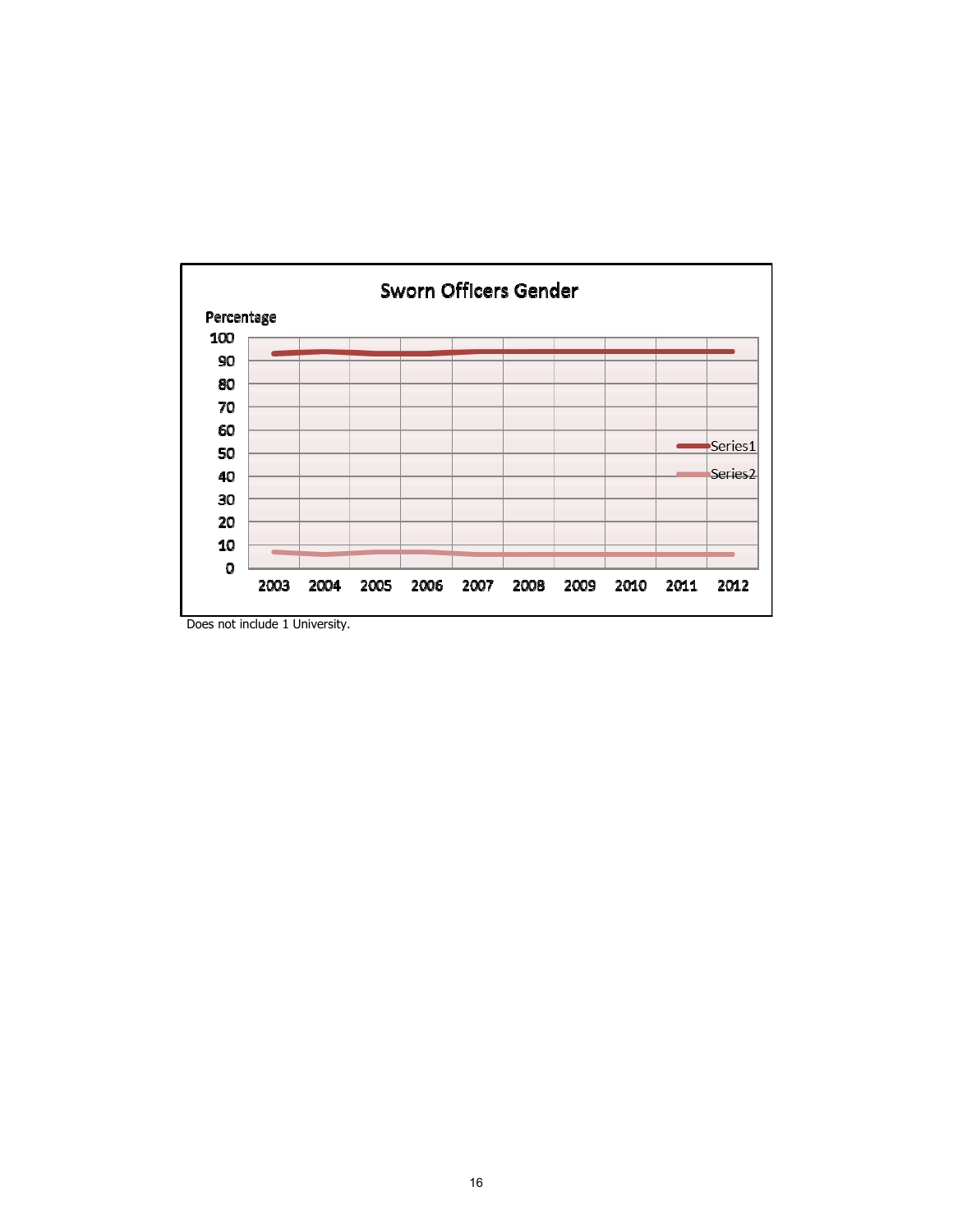**Sworn Officers Gender**

Percentage

| Year | Series1 | Series2 |
|---|---|---|
| 2003 | | |
| 2004 | | |
| 2005 | | |
| 2006 | | |
| 2007 | | |
| 2008 | | |
| 2009 | | |
| 2010 | | |
| 2011 | | |
| 2012 | | |

Does not include 1 University.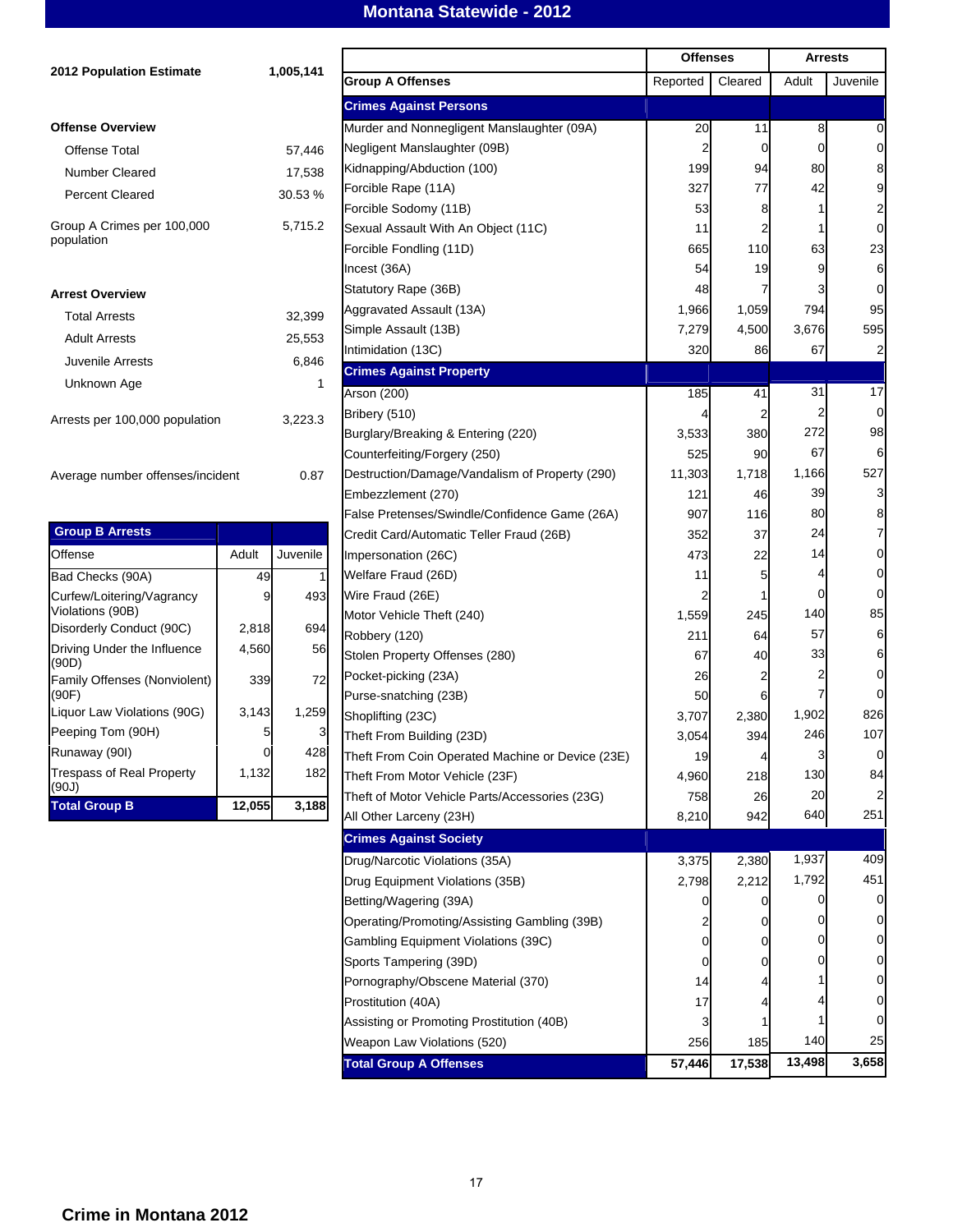# Montana Statewide - 2012

**2012 Population Estimate** 1,005,141

**Offense Overview**

| | |
|---|---|
| Offense Total | 57,446 |
| Number Cleared | 17,538 |
| Percent Cleared | 30.53 % |
| Group A Crimes per 100,000 population | 5,715.2 |

**Arrest Overview**

| | |
|---|---|
| Total Arrests | 32,399 |
| Adult Arrests | 25,553 |
| Juvenile Arrests | 6,846 |
| Unknown Age | 1 |
| Arrests per 100,000 population | 3,223.3 |
| Average number offenses/incident | 0.87 |

| Group B Arrests | | |
|---|---|---|
| Offense | Adult | Juvenile |
| Bad Checks (90A) | 49 | 1 |
| Curfew/Loitering/Vagrancy Violations (90B) | 9 | 493 |
| Disorderly Conduct (90C) | 2,818 | 694 |
| Driving Under the Influence (90D) | 4,560 | 56 |
| Family Offenses (Nonviolent) (90F) | 339 | 72 |
| Liquor Law Violations (90G) | 3,143 | 1,259 |
| Peeping Tom (90H) | 5 | 3 |
| Runaway (90I) | 0 | 428 |
| Trespass of Real Property (90J) | 1,132 | 182 |
| **Total Group B** | **12,055** | **3,188** |

| | Offenses | | Arrests | |
|---|---|---|---|---|
| **Group A Offenses** | Reported | Cleared | Adult | Juvenile |
| **Crimes Against Persons** | | | | |
| Murder and Nonnegligent Manslaughter (09A) | 20 | 11 | 8 | 0 |
| Negligent Manslaughter (09B) | 2 | 0 | 0 | 0 |
| Kidnapping/Abduction (100) | 199 | 94 | 80 | 8 |
| Forcible Rape (11A) | 327 | 77 | 42 | 9 |
| Forcible Sodomy (11B) | 53 | 8 | 1 | 2 |
| Sexual Assault With An Object (11C) | 11 | 2 | 1 | 0 |
| Forcible Fondling (11D) | 665 | 110 | 63 | 23 |
| Incest (36A) | 54 | 19 | 9 | 6 |
| Statutory Rape (36B) | 48 | 7 | 3 | 0 |
| Aggravated Assault (13A) | 1,966 | 1,059 | 794 | 95 |
| Simple Assault (13B) | 7,279 | 4,500 | 3,676 | 595 |
| Intimidation (13C) | 320 | 86 | 67 | 2 |
| **Crimes Against Property** | | | | |
| Arson (200) | 185 | 41 | 31 | 17 |
| Bribery (510) | 4 | 2 | 2 | 0 |
| Burglary/Breaking & Entering (220) | 3,533 | 380 | 272 | 98 |
| Counterfeiting/Forgery (250) | 525 | 90 | 67 | 6 |
| Destruction/Damage/Vandalism of Property (290) | 11,303 | 1,718 | 1,166 | 527 |
| Embezzlement (270) | 121 | 46 | 39 | 3 |
| False Pretenses/Swindle/Confidence Game (26A) | 907 | 116 | 80 | 8 |
| Credit Card/Automatic Teller Fraud (26B) | 352 | 37 | 24 | 7 |
| Impersonation (26C) | 473 | 22 | 14 | 0 |
| Welfare Fraud (26D) | 11 | 5 | 4 | 0 |
| Wire Fraud (26E) | 2 | 1 | 0 | 0 |
| Motor Vehicle Theft (240) | 1,559 | 245 | 140 | 85 |
| Robbery (120) | 211 | 64 | 57 | 6 |
| Stolen Property Offenses (280) | 67 | 40 | 33 | 6 |
| Pocket-picking (23A) | 26 | 2 | 2 | 0 |
| Purse-snatching (23B) | 50 | 6 | 7 | 0 |
| Shoplifting (23C) | 3,707 | 2,380 | 1,902 | 826 |
| Theft From Building (23D) | 3,054 | 394 | 246 | 107 |
| Theft From Coin Operated Machine or Device (23E) | 19 | 4 | 3 | 0 |
| Theft From Motor Vehicle (23F) | 4,960 | 218 | 130 | 84 |
| Theft of Motor Vehicle Parts/Accessories (23G) | 758 | 26 | 20 | 2 |
| All Other Larceny (23H) | 8,210 | 942 | 640 | 251 |
| **Crimes Against Society** | | | | |
| Drug/Narcotic Violations (35A) | 3,375 | 2,380 | 1,937 | 409 |
| Drug Equipment Violations (35B) | 2,798 | 2,212 | 1,792 | 451 |
| Betting/Wagering (39A) | 0 | 0 | 0 | 0 |
| Operating/Promoting/Assisting Gambling (39B) | 2 | 0 | 0 | 0 |
| Gambling Equipment Violations (39C) | 0 | 0 | 0 | 0 |
| Sports Tampering (39D) | 0 | 0 | 0 | 0 |
| Pornography/Obscene Material (370) | 14 | 4 | 1 | 0 |
| Prostitution (40A) | 17 | 4 | 4 | 0 |
| Assisting or Promoting Prostitution (40B) | 3 | 1 | 1 | 0 |
| Weapon Law Violations (520) | 256 | 185 | 140 | 25 |
| **Total Group A Offenses** | **57,446** | **17,538** | **13,498** | **3,658** |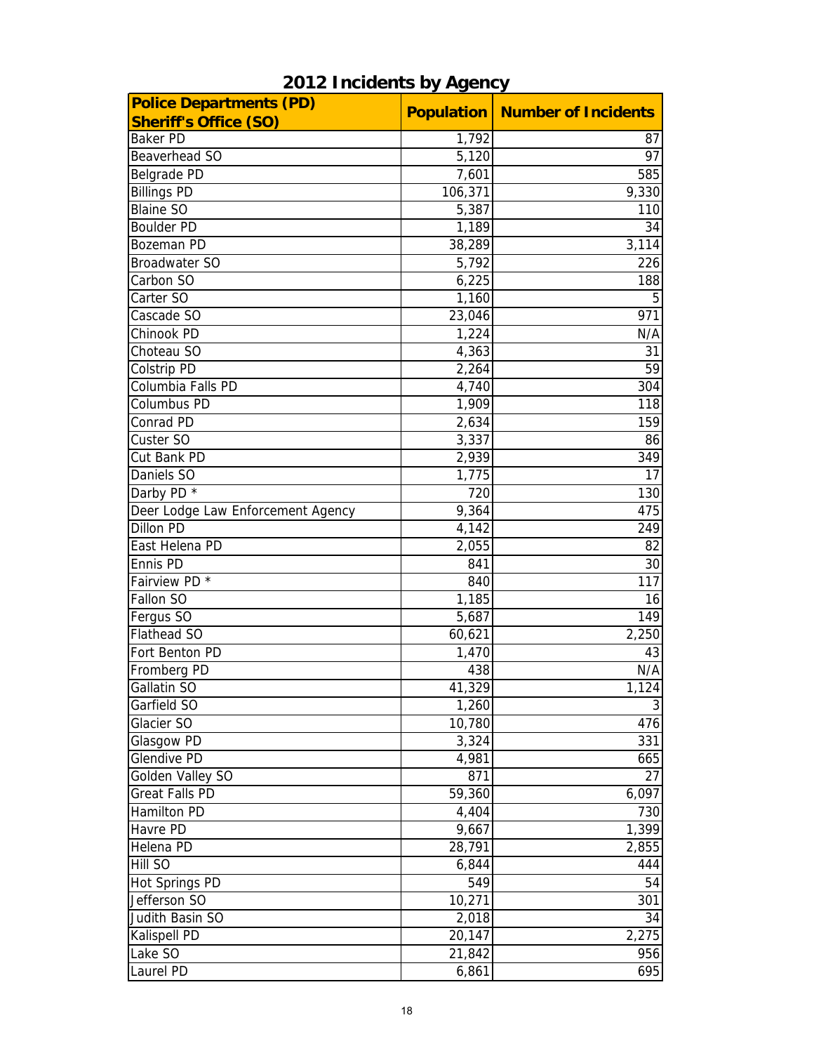# 2012 Incidents by Agency

| Police Departments (PD) Sheriff's Office (SO) | Population | Number of Incidents |
|---|---|---|
| Baker PD | 1,792 | 87 |
| Beaverhead SO | 5,120 | 97 |
| Belgrade PD | 7,601 | 585 |
| Billings PD | 106,371 | 9,330 |
| Blaine SO | 5,387 | 110 |
| Boulder PD | 1,189 | 34 |
| Bozeman PD | 38,289 | 3,114 |
| Broadwater SO | 5,792 | 226 |
| Carbon SO | 6,225 | 188 |
| Carter SO | 1,160 | 5 |
| Cascade SO | 23,046 | 971 |
| Chinook PD | 1,224 | N/A |
| Choteau SO | 4,363 | 31 |
| Colstrip PD | 2,264 | 59 |
| Columbia Falls PD | 4,740 | 304 |
| Columbus PD | 1,909 | 118 |
| Conrad PD | 2,634 | 159 |
| Custer SO | 3,337 | 86 |
| Cut Bank PD | 2,939 | 349 |
| Daniels SO | 1,775 | 17 |
| Darby PD * | 720 | 130 |
| Deer Lodge Law Enforcement Agency | 9,364 | 475 |
| Dillon PD | 4,142 | 249 |
| East Helena PD | 2,055 | 82 |
| Ennis PD | 841 | 30 |
| Fairview PD * | 840 | 117 |
| Fallon SO | 1,185 | 16 |
| Fergus SO | 5,687 | 149 |
| Flathead SO | 60,621 | 2,250 |
| Fort Benton PD | 1,470 | 43 |
| Fromberg PD | 438 | N/A |
| Gallatin SO | 41,329 | 1,124 |
| Garfield SO | 1,260 | 3 |
| Glacier SO | 10,780 | 476 |
| Glasgow PD | 3,324 | 331 |
| Glendive PD | 4,981 | 665 |
| Golden Valley SO | 871 | 27 |
| Great Falls PD | 59,360 | 6,097 |
| Hamilton PD | 4,404 | 730 |
| Havre PD | 9,667 | 1,399 |
| Helena PD | 28,791 | 2,855 |
| Hill SO | 6,844 | 444 |
| Hot Springs PD | 549 | 54 |
| Jefferson SO | 10,271 | 301 |
| Judith Basin SO | 2,018 | 34 |
| Kalispell PD | 20,147 | 2,275 |
| Lake SO | 21,842 | 956 |
| Laurel PD | 6,861 | 695 |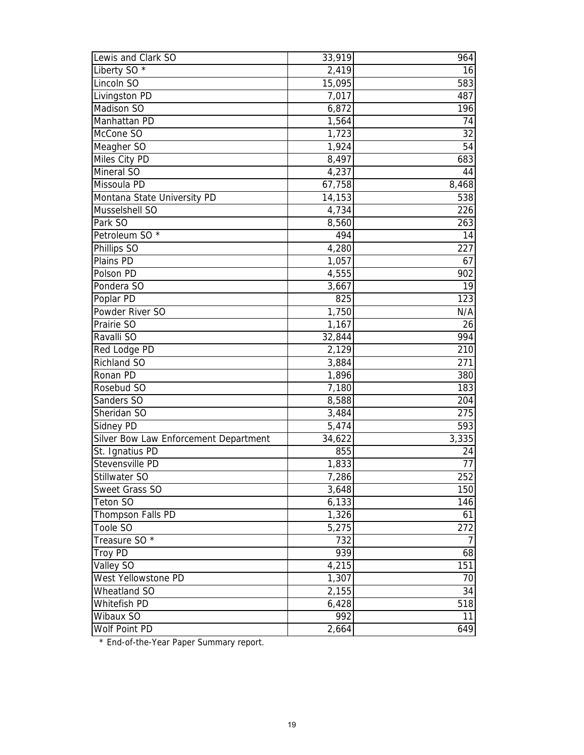| | | |
|---|---|---|
| Lewis and Clark SO | 33,919 | 964 |
| Liberty SO * | 2,419 | 16 |
| Lincoln SO | 15,095 | 583 |
| Livingston PD | 7,017 | 487 |
| Madison SO | 6,872 | 196 |
| Manhattan PD | 1,564 | 74 |
| McCone SO | 1,723 | 32 |
| Meagher SO | 1,924 | 54 |
| Miles City PD | 8,497 | 683 |
| Mineral SO | 4,237 | 44 |
| Missoula PD | 67,758 | 8,468 |
| Montana State University PD | 14,153 | 538 |
| Musselshell SO | 4,734 | 226 |
| Park SO | 8,560 | 263 |
| Petroleum SO * | 494 | 14 |
| Phillips SO | 4,280 | 227 |
| Plains PD | 1,057 | 67 |
| Polson PD | 4,555 | 902 |
| Pondera SO | 3,667 | 19 |
| Poplar PD | 825 | 123 |
| Powder River SO | 1,750 | N/A |
| Prairie SO | 1,167 | 26 |
| Ravalli SO | 32,844 | 994 |
| Red Lodge PD | 2,129 | 210 |
| Richland SO | 3,884 | 271 |
| Ronan PD | 1,896 | 380 |
| Rosebud SO | 7,180 | 183 |
| Sanders SO | 8,588 | 204 |
| Sheridan SO | 3,484 | 275 |
| Sidney PD | 5,474 | 593 |
| Silver Bow Law Enforcement Department | 34,622 | 3,335 |
| St. Ignatius PD | 855 | 24 |
| Stevensville PD | 1,833 | 77 |
| Stillwater SO | 7,286 | 252 |
| Sweet Grass SO | 3,648 | 150 |
| Teton SO | 6,133 | 146 |
| Thompson Falls PD | 1,326 | 61 |
| Toole SO | 5,275 | 272 |
| Treasure SO * | 732 | 7 |
| Troy PD | 939 | 68 |
| Valley SO | 4,215 | 151 |
| West Yellowstone PD | 1,307 | 70 |
| Wheatland SO | 2,155 | 34 |
| Whitefish PD | 6,428 | 518 |
| Wibaux SO | 992 | 11 |
| Wolf Point PD | 2,664 | 649 |

* End-of-the-Year Paper Summary report.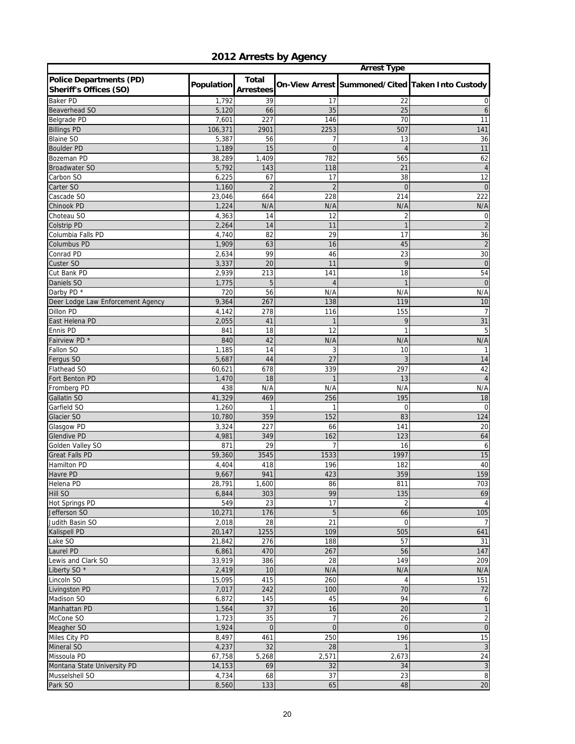## 2012 Arrests by Agency

| Police Departments (PD) Sheriff's Offices (SO) | Population | Total Arrestees | Arrest Type | | |
|---|---|---|---|---|---|
| | | | On-View Arrest | Summoned/Cited | Taken Into Custody |
| Baker PD | 1,792 | 39 | 17 | 22 | 0 |
| Beaverhead SO | 5,120 | 66 | 35 | 25 | 6 |
| Belgrade PD | 7,601 | 227 | 146 | 70 | 11 |
| Billings PD | 106,371 | 2901 | 2253 | 507 | 141 |
| Blaine SO | 5,387 | 56 | 7 | 13 | 36 |
| Boulder PD | 1,189 | 15 | 0 | 4 | 11 |
| Bozeman PD | 38,289 | 1,409 | 782 | 565 | 62 |
| Broadwater SO | 5,792 | 143 | 118 | 21 | 4 |
| Carbon SO | 6,225 | 67 | 17 | 38 | 12 |
| Carter SO | 1,160 | 2 | 2 | 0 | 0 |
| Cascade SO | 23,046 | 664 | 228 | 214 | 222 |
| Chinook PD | 1,224 | N/A | N/A | N/A | N/A |
| Choteau SO | 4,363 | 14 | 12 | 2 | 0 |
| Colstrip PD | 2,264 | 14 | 11 | 1 | 2 |
| Columbia Falls PD | 4,740 | 82 | 29 | 17 | 36 |
| Columbus PD | 1,909 | 63 | 16 | 45 | 2 |
| Conrad PD | 2,634 | 99 | 46 | 23 | 30 |
| Custer SO | 3,337 | 20 | 11 | 9 | 0 |
| Cut Bank PD | 2,939 | 213 | 141 | 18 | 54 |
| Daniels SO | 1,775 | 5 | 4 | 1 | 0 |
| Darby PD * | 720 | 56 | N/A | N/A | N/A |
| Deer Lodge Law Enforcement Agency | 9,364 | 267 | 138 | 119 | 10 |
| Dillon PD | 4,142 | 278 | 116 | 155 | 7 |
| East Helena PD | 2,055 | 41 | 1 | 9 | 31 |
| Ennis PD | 841 | 18 | 12 | 1 | 5 |
| Fairview PD * | 840 | 42 | N/A | N/A | N/A |
| Fallon SO | 1,185 | 14 | 3 | 10 | 1 |
| Fergus SO | 5,687 | 44 | 27 | 3 | 14 |
| Flathead SO | 60,621 | 678 | 339 | 297 | 42 |
| Fort Benton PD | 1,470 | 18 | 1 | 13 | 4 |
| Fromberg PD | 438 | N/A | N/A | N/A | N/A |
| Gallatin SO | 41,329 | 469 | 256 | 195 | 18 |
| Garfield SO | 1,260 | 1 | 1 | 0 | 0 |
| Glacier SO | 10,780 | 359 | 152 | 83 | 124 |
| Glasgow PD | 3,324 | 227 | 66 | 141 | 20 |
| Glendive PD | 4,981 | 349 | 162 | 123 | 64 |
| Golden Valley SO | 871 | 29 | 7 | 16 | 6 |
| Great Falls PD | 59,360 | 3545 | 1533 | 1997 | 15 |
| Hamilton PD | 4,404 | 418 | 196 | 182 | 40 |
| Havre PD | 9,667 | 941 | 423 | 359 | 159 |
| Helena PD | 28,791 | 1,600 | 86 | 811 | 703 |
| Hill SO | 6,844 | 303 | 99 | 135 | 69 |
| Hot Springs PD | 549 | 23 | 17 | 2 | 4 |
| Jefferson SO | 10,271 | 176 | 5 | 66 | 105 |
| Judith Basin SO | 2,018 | 28 | 21 | 0 | 7 |
| Kalispell PD | 20,147 | 1255 | 109 | 505 | 641 |
| Lake SO | 21,842 | 276 | 188 | 57 | 31 |
| Laurel PD | 6,861 | 470 | 267 | 56 | 147 |
| Lewis and Clark SO | 33,919 | 386 | 28 | 149 | 209 |
| Liberty SO * | 2,419 | 10 | N/A | N/A | N/A |
| Lincoln SO | 15,095 | 415 | 260 | 4 | 151 |
| Livingston PD | 7,017 | 242 | 100 | 70 | 72 |
| Madison SO | 6,872 | 145 | 45 | 94 | 6 |
| Manhattan PD | 1,564 | 37 | 16 | 20 | 1 |
| McCone SO | 1,723 | 35 | 7 | 26 | 2 |
| Meagher SO | 1,924 | 0 | 0 | 0 | 0 |
| Miles City PD | 8,497 | 461 | 250 | 196 | 15 |
| Mineral SO | 4,237 | 32 | 28 | 1 | 3 |
| Missoula PD | 67,758 | 5,268 | 2,571 | 2,673 | 24 |
| Montana State University PD | 14,153 | 69 | 32 | 34 | 3 |
| Musselshell SO | 4,734 | 68 | 37 | 23 | 8 |
| Park SO | 8,560 | 133 | 65 | 48 | 20 |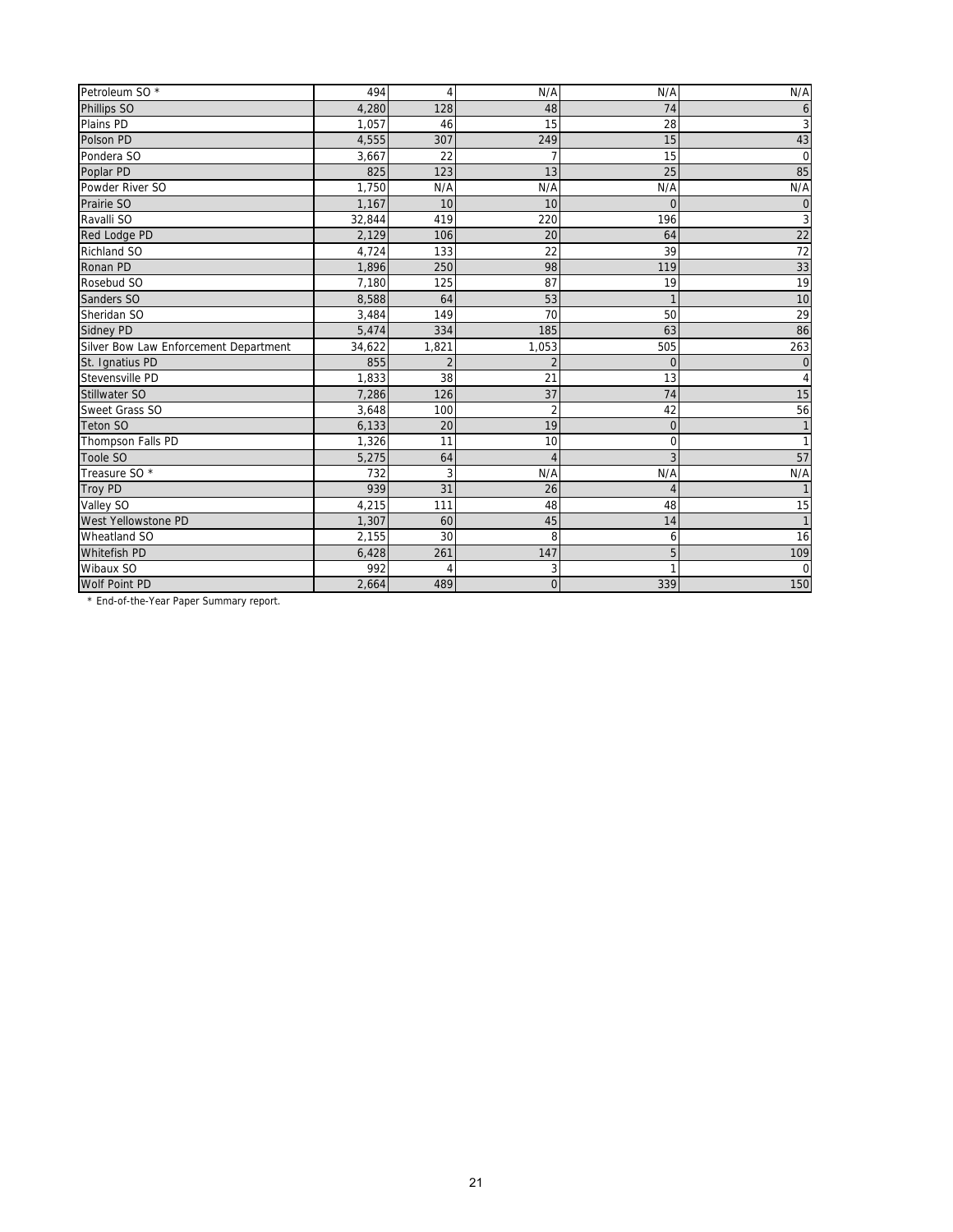| | | | | | |
|---|---|---|---|---|---|
| Petroleum SO * | 494 | 4 | N/A | N/A | N/A |
| Phillips SO | 4,280 | 128 | 48 | 74 | 6 |
| Plains PD | 1,057 | 46 | 15 | 28 | 3 |
| Polson PD | 4,555 | 307 | 249 | 15 | 43 |
| Pondera SO | 3,667 | 22 | 7 | 15 | 0 |
| Poplar PD | 825 | 123 | 13 | 25 | 85 |
| Powder River SO | 1,750 | N/A | N/A | N/A | N/A |
| Prairie SO | 1,167 | 10 | 10 | 0 | 0 |
| Ravalli SO | 32,844 | 419 | 220 | 196 | 3 |
| Red Lodge PD | 2,129 | 106 | 20 | 64 | 22 |
| Richland SO | 4,724 | 133 | 22 | 39 | 72 |
| Ronan PD | 1,896 | 250 | 98 | 119 | 33 |
| Rosebud SO | 7,180 | 125 | 87 | 19 | 19 |
| Sanders SO | 8,588 | 64 | 53 | 1 | 10 |
| Sheridan SO | 3,484 | 149 | 70 | 50 | 29 |
| Sidney PD | 5,474 | 334 | 185 | 63 | 86 |
| Silver Bow Law Enforcement Department | 34,622 | 1,821 | 1,053 | 505 | 263 |
| St. Ignatius PD | 855 | 2 | 2 | 0 | 0 |
| Stevensville PD | 1,833 | 38 | 21 | 13 | 4 |
| Stillwater SO | 7,286 | 126 | 37 | 74 | 15 |
| Sweet Grass SO | 3,648 | 100 | 2 | 42 | 56 |
| Teton SO | 6,133 | 20 | 19 | 0 | 1 |
| Thompson Falls PD | 1,326 | 11 | 10 | 0 | 1 |
| Toole SO | 5,275 | 64 | 4 | 3 | 57 |
| Treasure SO * | 732 | 3 | N/A | N/A | N/A |
| Troy PD | 939 | 31 | 26 | 4 | 1 |
| Valley SO | 4,215 | 111 | 48 | 48 | 15 |
| West Yellowstone PD | 1,307 | 60 | 45 | 14 | 1 |
| Wheatland SO | 2,155 | 30 | 8 | 6 | 16 |
| Whitefish PD | 6,428 | 261 | 147 | 5 | 109 |
| Wibaux SO | 992 | 4 | 3 | 1 | 0 |
| Wolf Point PD | 2,664 | 489 | 0 | 339 | 150 |

* End-of-the-Year Paper Summary report.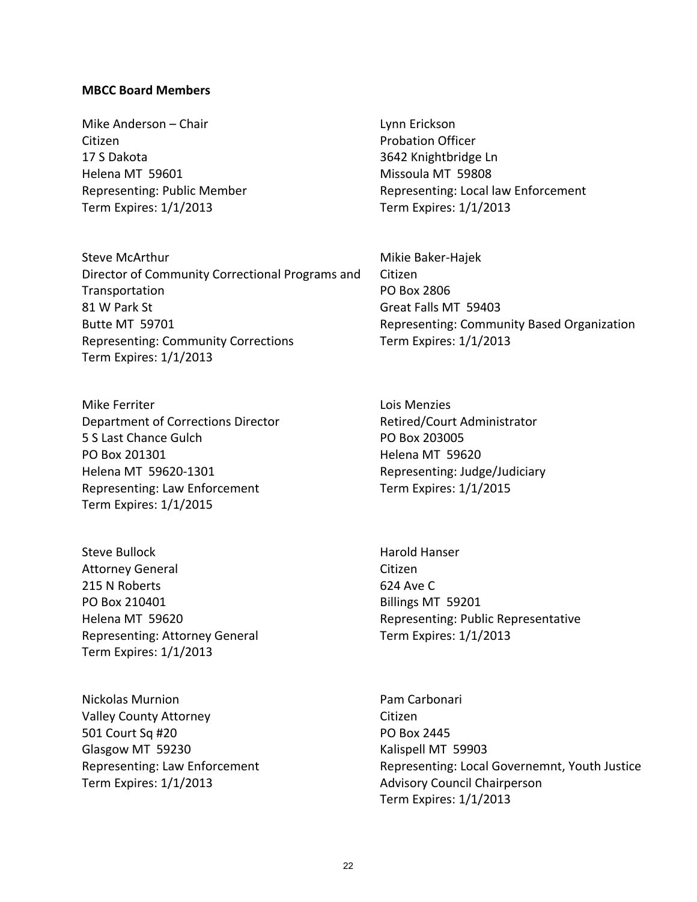**MBCC Board Members**

Mike Anderson – Chair
Citizen
17 S Dakota
Helena MT 59601
Representing: Public Member
Term Expires: 1/1/2013

Lynn Erickson
Probation Officer
3642 Knightbridge Ln
Missoula MT 59808
Representing: Local law Enforcement
Term Expires: 1/1/2013

Steve McArthur
Director of Community Correctional Programs and Transportation
81 W Park St
Butte MT 59701
Representing: Community Corrections
Term Expires: 1/1/2013

Mikie Baker-Hajek
Citizen
PO Box 2806
Great Falls MT 59403
Representing: Community Based Organization
Term Expires: 1/1/2013

Mike Ferriter
Department of Corrections Director
5 S Last Chance Gulch
PO Box 201301
Helena MT 59620-1301
Representing: Law Enforcement
Term Expires: 1/1/2015

Lois Menzies
Retired/Court Administrator
PO Box 203005
Helena MT 59620
Representing: Judge/Judiciary
Term Expires: 1/1/2015

Steve Bullock
Attorney General
215 N Roberts
PO Box 210401
Helena MT 59620
Representing: Attorney General
Term Expires: 1/1/2013

Harold Hanser
Citizen
624 Ave C
Billings MT 59201
Representing: Public Representative
Term Expires: 1/1/2013

Nickolas Murnion
Valley County Attorney
501 Court Sq #20
Glasgow MT 59230
Representing: Law Enforcement
Term Expires: 1/1/2013

Pam Carbonari
Citizen
PO Box 2445
Kalispell MT 59903
Representing: Local Governemnt, Youth Justice Advisory Council Chairperson
Term Expires: 1/1/2013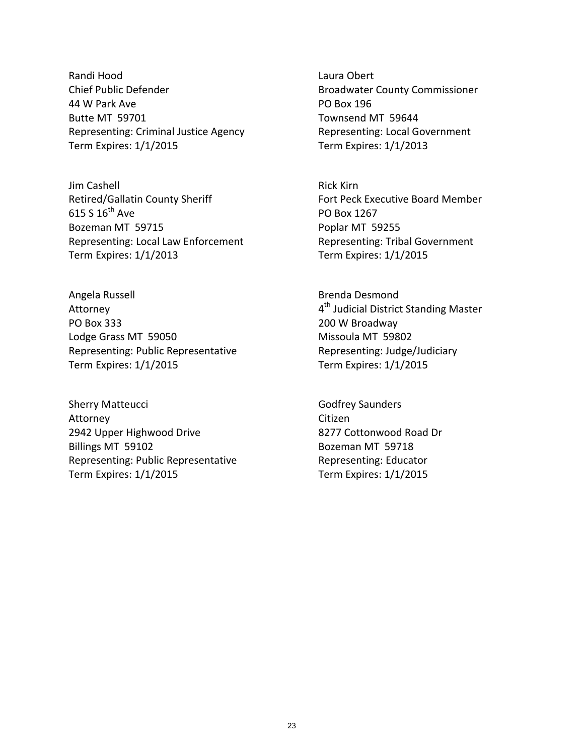Randi Hood
Chief Public Defender
44 W Park Ave
Butte MT 59701
Representing: Criminal Justice Agency
Term Expires: 1/1/2015

Jim Cashell
Retired/Gallatin County Sheriff
615 S 16th Ave
Bozeman MT 59715
Representing: Local Law Enforcement
Term Expires: 1/1/2013

Angela Russell
Attorney
PO Box 333
Lodge Grass MT 59050
Representing: Public Representative
Term Expires: 1/1/2015

Sherry Matteucci
Attorney
2942 Upper Highwood Drive
Billings MT 59102
Representing: Public Representative
Term Expires: 1/1/2015

Laura Obert
Broadwater County Commissioner
PO Box 196
Townsend MT 59644
Representing: Local Government
Term Expires: 1/1/2013

Rick Kirn
Fort Peck Executive Board Member
PO Box 1267
Poplar MT 59255
Representing: Tribal Government
Term Expires: 1/1/2015

Brenda Desmond
4th Judicial District Standing Master
200 W Broadway
Missoula MT 59802
Representing: Judge/Judiciary
Term Expires: 1/1/2015

Godfrey Saunders
Citizen
8277 Cottonwood Road Dr
Bozeman MT 59718
Representing: Educator
Term Expires: 1/1/2015